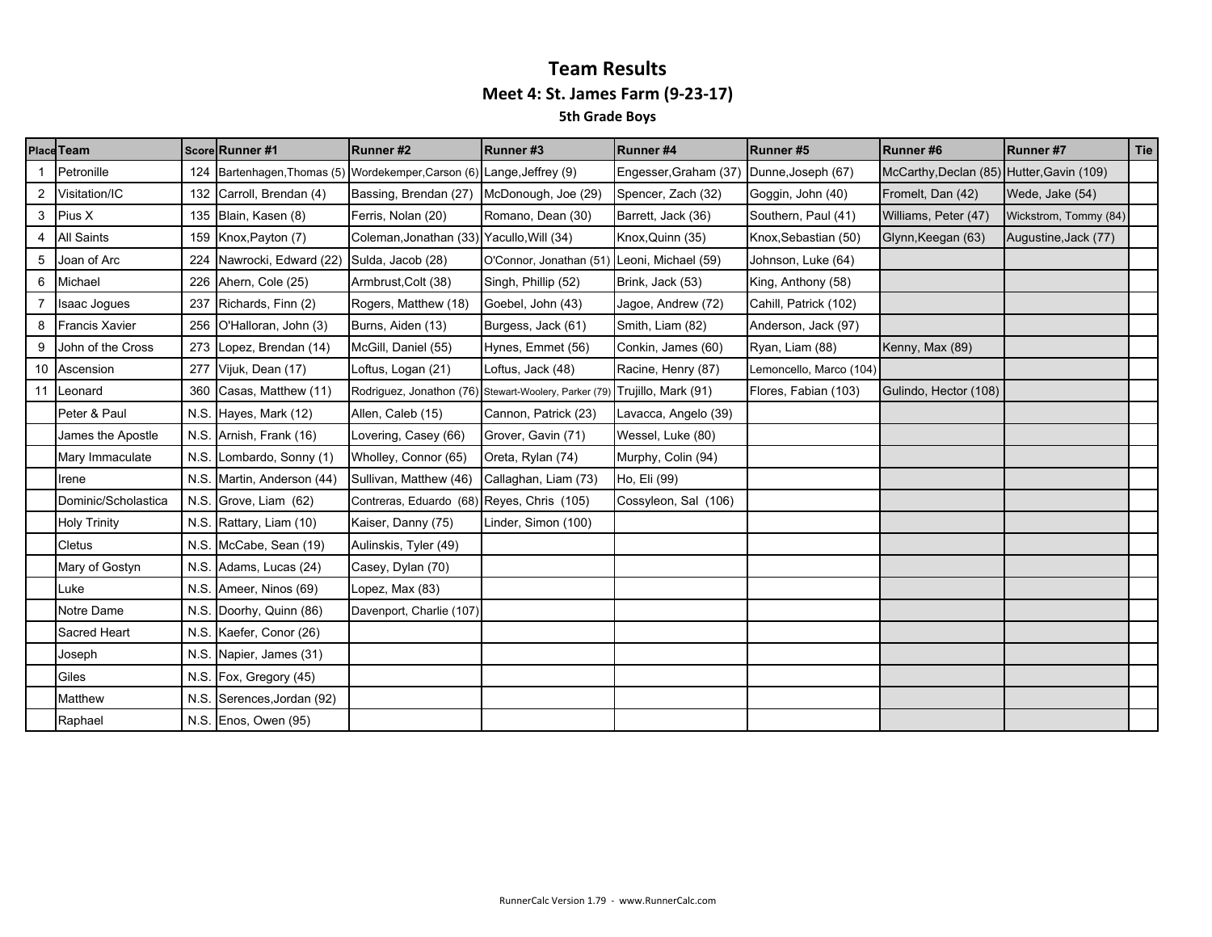# Team Results

## Meet 4: St. James Farm (9-23-17)

### 5th Grade Boys

| Place | Team | Score | Runner #1 | Runner #2 | Runner #3 | Runner #4 | Runner #5 | Runner #6 | Runner #7 | Tie |
|---|---|---|---|---|---|---|---|---|---|---|
| 1 | Petronille | 124 | Bartenhagen,Thomas (5) | Wordekemper,Carson (6) | Lange,Jeffrey (9) | Engesser,Graham (37) | Dunne,Joseph (67) | McCarthy,Declan (85) | Hutter,Gavin (109) | |
| 2 | Visitation/IC | 132 | Carroll, Brendan (4) | Bassing, Brendan (27) | McDonough, Joe (29) | Spencer, Zach (32) | Goggin, John (40) | Fromelt, Dan (42) | Wede, Jake (54) | |
| 3 | Pius X | 135 | Blain, Kasen (8) | Ferris, Nolan (20) | Romano, Dean (30) | Barrett, Jack (36) | Southern, Paul (41) | Williams, Peter (47) | Wickstrom, Tommy (84) | |
| 4 | All Saints | 159 | Knox,Payton (7) | Coleman,Jonathan (33) | Yacullo,Will (34) | Knox,Quinn (35) | Knox,Sebastian (50) | Glynn,Keegan (63) | Augustine,Jack (77) | |
| 5 | Joan of Arc | 224 | Nawrocki, Edward (22) | Sulda, Jacob (28) | O'Connor, Jonathan (51) | Leoni, Michael (59) | Johnson, Luke (64) | | | |
| 6 | Michael | 226 | Ahern, Cole (25) | Armbrust,Colt (38) | Singh, Phillip (52) | Brink, Jack (53) | King, Anthony (58) | | | |
| 7 | Isaac Jogues | 237 | Richards, Finn (2) | Rogers, Matthew (18) | Goebel, John (43) | Jagoe, Andrew (72) | Cahill, Patrick (102) | | | |
| 8 | Francis Xavier | 256 | O'Halloran, John (3) | Burns, Aiden (13) | Burgess, Jack (61) | Smith, Liam (82) | Anderson, Jack (97) | | | |
| 9 | John of the Cross | 273 | Lopez, Brendan (14) | McGill, Daniel (55) | Hynes, Emmet (56) | Conkin, James (60) | Ryan, Liam (88) | Kenny, Max (89) | | |
| 10 | Ascension | 277 | Vijuk, Dean (17) | Loftus, Logan (21) | Loftus, Jack (48) | Racine, Henry (87) | Lemoncello, Marco (104) | | | |
| 11 | Leonard | 360 | Casas, Matthew (11) | Rodriguez, Jonathon (76) | Stewart-Woolery, Parker (79) | Trujillo, Mark (91) | Flores, Fabian (103) | Gulindo, Hector (108) | | |
| | Peter & Paul | N.S. | Hayes, Mark (12) | Allen, Caleb (15) | Cannon, Patrick (23) | Lavacca, Angelo (39) | | | | |
| | James the Apostle | N.S. | Arnish, Frank (16) | Lovering, Casey (66) | Grover, Gavin (71) | Wessel, Luke (80) | | | | |
| | Mary Immaculate | N.S. | Lombardo, Sonny (1) | Wholley, Connor (65) | Oreta, Rylan (74) | Murphy, Colin (94) | | | | |
| | Irene | N.S. | Martin, Anderson (44) | Sullivan, Matthew (46) | Callaghan, Liam (73) | Ho, Eli (99) | | | | |
| | Dominic/Scholastica | N.S. | Grove, Liam (62) | Contreras, Eduardo (68) | Reyes, Chris (105) | Cossyleon, Sal (106) | | | | |
| | Holy Trinity | N.S. | Rattary, Liam (10) | Kaiser, Danny (75) | Linder, Simon (100) | | | | | |
| | Cletus | N.S. | McCabe, Sean (19) | Aulinskis, Tyler (49) | | | | | | |
| | Mary of Gostyn | N.S. | Adams, Lucas (24) | Casey, Dylan (70) | | | | | | |
| | Luke | N.S. | Ameer, Ninos (69) | Lopez, Max (83) | | | | | | |
| | Notre Dame | N.S. | Doorhy, Quinn (86) | Davenport, Charlie (107) | | | | | | |
| | Sacred Heart | N.S. | Kaefer, Conor (26) | | | | | | | |
| | Joseph | N.S. | Napier, James (31) | | | | | | | |
| | Giles | N.S. | Fox, Gregory (45) | | | | | | | |
| | Matthew | N.S. | Serences,Jordan (92) | | | | | | | |
| | Raphael | N.S. | Enos, Owen (95) | | | | | | | |

RunnerCalc Version 1.79 - www.RunnerCalc.com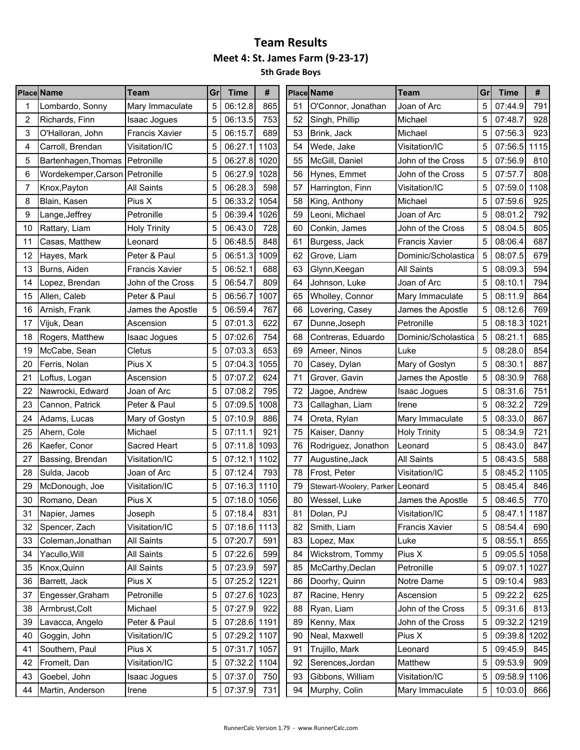# Team Results

## Meet 4: St. James Farm (9-23-17)

### 5th Grade Boys

| Place | Name | Team | Gr | Time | # |
|---|---|---|---|---|---|
| 1 | Lombardo, Sonny | Mary Immaculate | 5 | 06:12.8 | 865 |
| 2 | Richards, Finn | Isaac Jogues | 5 | 06:13.5 | 753 |
| 3 | O'Halloran, John | Francis Xavier | 5 | 06:15.7 | 689 |
| 4 | Carroll, Brendan | Visitation/IC | 5 | 06:27.1 | 1103 |
| 5 | Bartenhagen,Thomas | Petronille | 5 | 06:27.8 | 1020 |
| 6 | Wordekemper,Carson | Petronille | 5 | 06:27.9 | 1028 |
| 7 | Knox,Payton | All Saints | 5 | 06:28.3 | 598 |
| 8 | Blain, Kasen | Pius X | 5 | 06:33.2 | 1054 |
| 9 | Lange,Jeffrey | Petronille | 5 | 06:39.4 | 1026 |
| 10 | Rattary, Liam | Holy Trinity | 5 | 06:43.0 | 728 |
| 11 | Casas, Matthew | Leonard | 5 | 06:48.5 | 848 |
| 12 | Hayes, Mark | Peter & Paul | 5 | 06:51.3 | 1009 |
| 13 | Burns, Aiden | Francis Xavier | 5 | 06:52.1 | 688 |
| 14 | Lopez, Brendan | John of the Cross | 5 | 06:54.7 | 809 |
| 15 | Allen, Caleb | Peter & Paul | 5 | 06:56.7 | 1007 |
| 16 | Arnish, Frank | James the Apostle | 5 | 06:59.4 | 767 |
| 17 | Vijuk, Dean | Ascension | 5 | 07:01.3 | 622 |
| 18 | Rogers, Matthew | Isaac Jogues | 5 | 07:02.6 | 754 |
| 19 | McCabe, Sean | Cletus | 5 | 07:03.3 | 653 |
| 20 | Ferris, Nolan | Pius X | 5 | 07:04.3 | 1055 |
| 21 | Loftus, Logan | Ascension | 5 | 07:07.2 | 624 |
| 22 | Nawrocki, Edward | Joan of Arc | 5 | 07:08.2 | 795 |
| 23 | Cannon, Patrick | Peter & Paul | 5 | 07:09.5 | 1008 |
| 24 | Adams, Lucas | Mary of Gostyn | 5 | 07:10.9 | 886 |
| 25 | Ahern, Cole | Michael | 5 | 07:11.1 | 921 |
| 26 | Kaefer, Conor | Sacred Heart | 5 | 07:11.8 | 1093 |
| 27 | Bassing, Brendan | Visitation/IC | 5 | 07:12.1 | 1102 |
| 28 | Sulda, Jacob | Joan of Arc | 5 | 07:12.4 | 793 |
| 29 | McDonough, Joe | Visitation/IC | 5 | 07:16.3 | 1110 |
| 30 | Romano, Dean | Pius X | 5 | 07:18.0 | 1056 |
| 31 | Napier, James | Joseph | 5 | 07:18.4 | 831 |
| 32 | Spencer, Zach | Visitation/IC | 5 | 07:18.6 | 1113 |
| 33 | Coleman,Jonathan | All Saints | 5 | 07:20.7 | 591 |
| 34 | Yacullo,Will | All Saints | 5 | 07:22.6 | 599 |
| 35 | Knox,Quinn | All Saints | 5 | 07:23.9 | 597 |
| 36 | Barrett, Jack | Pius X | 5 | 07:25.2 | 1221 |
| 37 | Engesser,Graham | Petronille | 5 | 07:27.6 | 1023 |
| 38 | Armbrust,Colt | Michael | 5 | 07:27.9 | 922 |
| 39 | Lavacca, Angelo | Peter & Paul | 5 | 07:28.6 | 1191 |
| 40 | Goggin, John | Visitation/IC | 5 | 07:29.2 | 1107 |
| 41 | Southern, Paul | Pius X | 5 | 07:31.7 | 1057 |
| 42 | Fromelt, Dan | Visitation/IC | 5 | 07:32.2 | 1104 |
| 43 | Goebel, John | Isaac Jogues | 5 | 07:37.0 | 750 |
| 44 | Martin, Anderson | Irene | 5 | 07:37.9 | 731 |
| 51 | O'Connor, Jonathan | Joan of Arc | 5 | 07:44.9 | 791 |
| 52 | Singh, Phillip | Michael | 5 | 07:48.7 | 928 |
| 53 | Brink, Jack | Michael | 5 | 07:56.3 | 923 |
| 54 | Wede, Jake | Visitation/IC | 5 | 07:56.5 | 1115 |
| 55 | McGill, Daniel | John of the Cross | 5 | 07:56.9 | 810 |
| 56 | Hynes, Emmet | John of the Cross | 5 | 07:57.7 | 808 |
| 57 | Harrington, Finn | Visitation/IC | 5 | 07:59.0 | 1108 |
| 58 | King, Anthony | Michael | 5 | 07:59.6 | 925 |
| 59 | Leoni, Michael | Joan of Arc | 5 | 08:01.2 | 792 |
| 60 | Conkin, James | John of the Cross | 5 | 08:04.5 | 805 |
| 61 | Burgess, Jack | Francis Xavier | 5 | 08:06.4 | 687 |
| 62 | Grove, Liam | Dominic/Scholastica | 5 | 08:07.5 | 679 |
| 63 | Glynn,Keegan | All Saints | 5 | 08:09.3 | 594 |
| 64 | Johnson, Luke | Joan of Arc | 5 | 08:10.1 | 794 |
| 65 | Wholley, Connor | Mary Immaculate | 5 | 08:11.9 | 864 |
| 66 | Lovering, Casey | James the Apostle | 5 | 08:12.6 | 769 |
| 67 | Dunne,Joseph | Petronille | 5 | 08:18.3 | 1021 |
| 68 | Contreras, Eduardo | Dominic/Scholastica | 5 | 08:21.1 | 685 |
| 69 | Ameer, Ninos | Luke | 5 | 08:28.0 | 854 |
| 70 | Casey, Dylan | Mary of Gostyn | 5 | 08:30.1 | 887 |
| 71 | Grover, Gavin | James the Apostle | 5 | 08:30.9 | 768 |
| 72 | Jagoe, Andrew | Isaac Jogues | 5 | 08:31.6 | 751 |
| 73 | Callaghan, Liam | Irene | 5 | 08:32.2 | 729 |
| 74 | Oreta, Rylan | Mary Immaculate | 5 | 08:33.0 | 867 |
| 75 | Kaiser, Danny | Holy Trinity | 5 | 08:34.9 | 721 |
| 76 | Rodriguez, Jonathon | Leonard | 5 | 08:43.0 | 847 |
| 77 | Augustine,Jack | All Saints | 5 | 08:43.5 | 588 |
| 78 | Frost, Peter | Visitation/IC | 5 | 08:45.2 | 1105 |
| 79 | Stewart-Woolery, Parker | Leonard | 5 | 08:45.4 | 846 |
| 80 | Wessel, Luke | James the Apostle | 5 | 08:46.5 | 770 |
| 81 | Dolan, PJ | Visitation/IC | 5 | 08:47.1 | 1187 |
| 82 | Smith, Liam | Francis Xavier | 5 | 08:54.4 | 690 |
| 83 | Lopez, Max | Luke | 5 | 08:55.1 | 855 |
| 84 | Wickstrom, Tommy | Pius X | 5 | 09:05.5 | 1058 |
| 85 | McCarthy,Declan | Petronille | 5 | 09:07.1 | 1027 |
| 86 | Doorhy, Quinn | Notre Dame | 5 | 09:10.4 | 983 |
| 87 | Racine, Henry | Ascension | 5 | 09:22.2 | 625 |
| 88 | Ryan, Liam | John of the Cross | 5 | 09:31.6 | 813 |
| 89 | Kenny, Max | John of the Cross | 5 | 09:32.2 | 1219 |
| 90 | Neal, Maxwell | Pius X | 5 | 09:39.8 | 1202 |
| 91 | Trujillo, Mark | Leonard | 5 | 09:45.9 | 845 |
| 92 | Serences,Jordan | Matthew | 5 | 09:53.9 | 909 |
| 93 | Gibbons, William | Visitation/IC | 5 | 09:58.9 | 1106 |
| 94 | Murphy, Colin | Mary Immaculate | 5 | 10:03.0 | 866 |

RunnerCalc Version 1.79 - www.RunnerCalc.com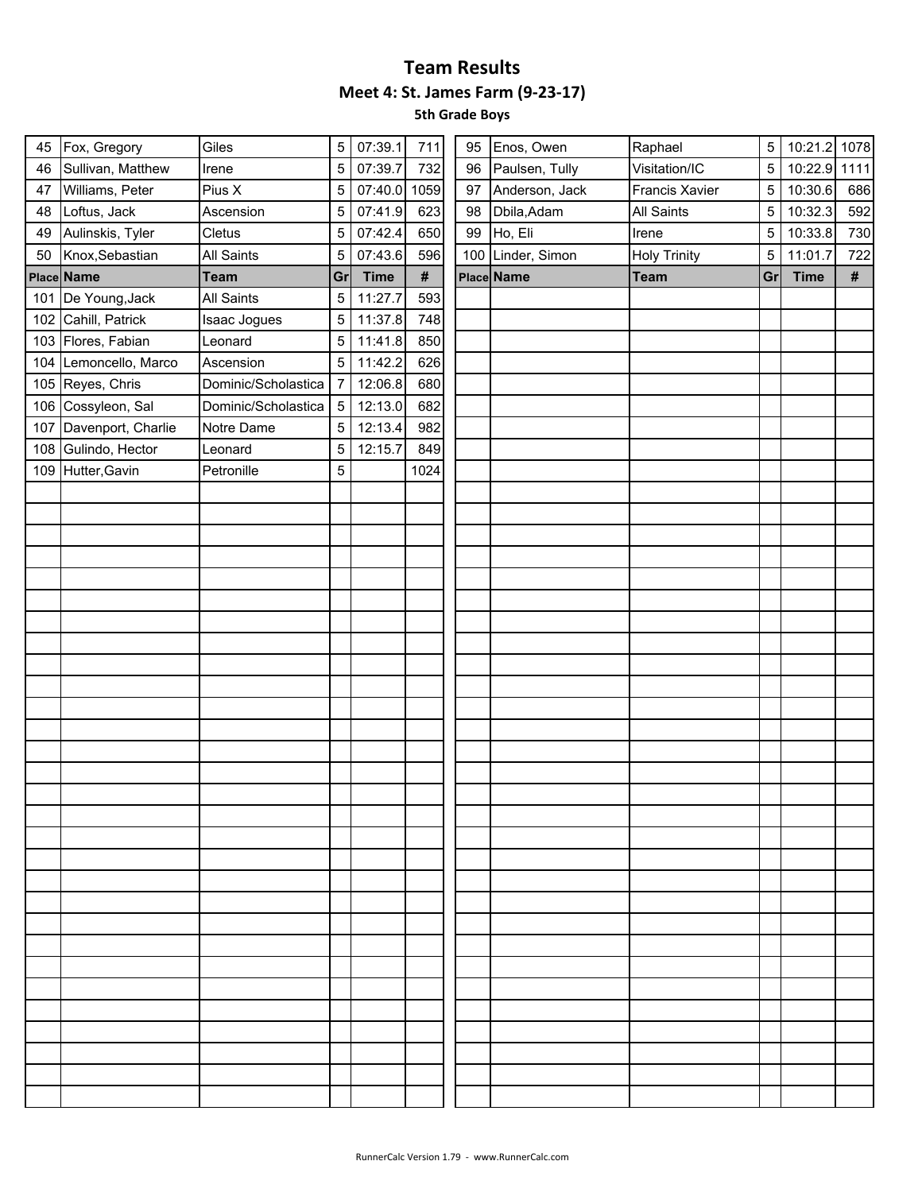# Team Results

## Meet 4: St. James Farm (9-23-17)

### 5th Grade Boys

| Place | Name | Team | Gr | Time | # |
|---|---|---|---|---|---|
| 45 | Fox, Gregory | Giles | 5 | 07:39.1 | 711 |
| 46 | Sullivan, Matthew | Irene | 5 | 07:39.7 | 732 |
| 47 | Williams, Peter | Pius X | 5 | 07:40.0 | 1059 |
| 48 | Loftus, Jack | Ascension | 5 | 07:41.9 | 623 |
| 49 | Aulinskis, Tyler | Cletus | 5 | 07:42.4 | 650 |
| 50 | Knox,Sebastian | All Saints | 5 | 07:43.6 | 596 |

| Place | Name | Team | Gr | Time | # |
|---|---|---|---|---|---|
| 95 | Enos, Owen | Raphael | 5 | 10:21.2 | 1078 |
| 96 | Paulsen, Tully | Visitation/IC | 5 | 10:22.9 | 1111 |
| 97 | Anderson, Jack | Francis Xavier | 5 | 10:30.6 | 686 |
| 98 | Dbila,Adam | All Saints | 5 | 10:32.3 | 592 |
| 99 | Ho, Eli | Irene | 5 | 10:33.8 | 730 |
| 100 | Linder, Simon | Holy Trinity | 5 | 11:01.7 | 722 |

| Place | Name | Team | Gr | Time | # |
|---|---|---|---|---|---|
| 101 | De Young,Jack | All Saints | 5 | 11:27.7 | 593 |
| 102 | Cahill, Patrick | Isaac Jogues | 5 | 11:37.8 | 748 |
| 103 | Flores, Fabian | Leonard | 5 | 11:41.8 | 850 |
| 104 | Lemoncello, Marco | Ascension | 5 | 11:42.2 | 626 |
| 105 | Reyes, Chris | Dominic/Scholastica | 7 | 12:06.8 | 680 |
| 106 | Cossyleon, Sal | Dominic/Scholastica | 5 | 12:13.0 | 682 |
| 107 | Davenport, Charlie | Notre Dame | 5 | 12:13.4 | 982 |
| 108 | Gulindo, Hector | Leonard | 5 | 12:15.7 | 849 |
| 109 | Hutter,Gavin | Petronille | 5 | | 1024 |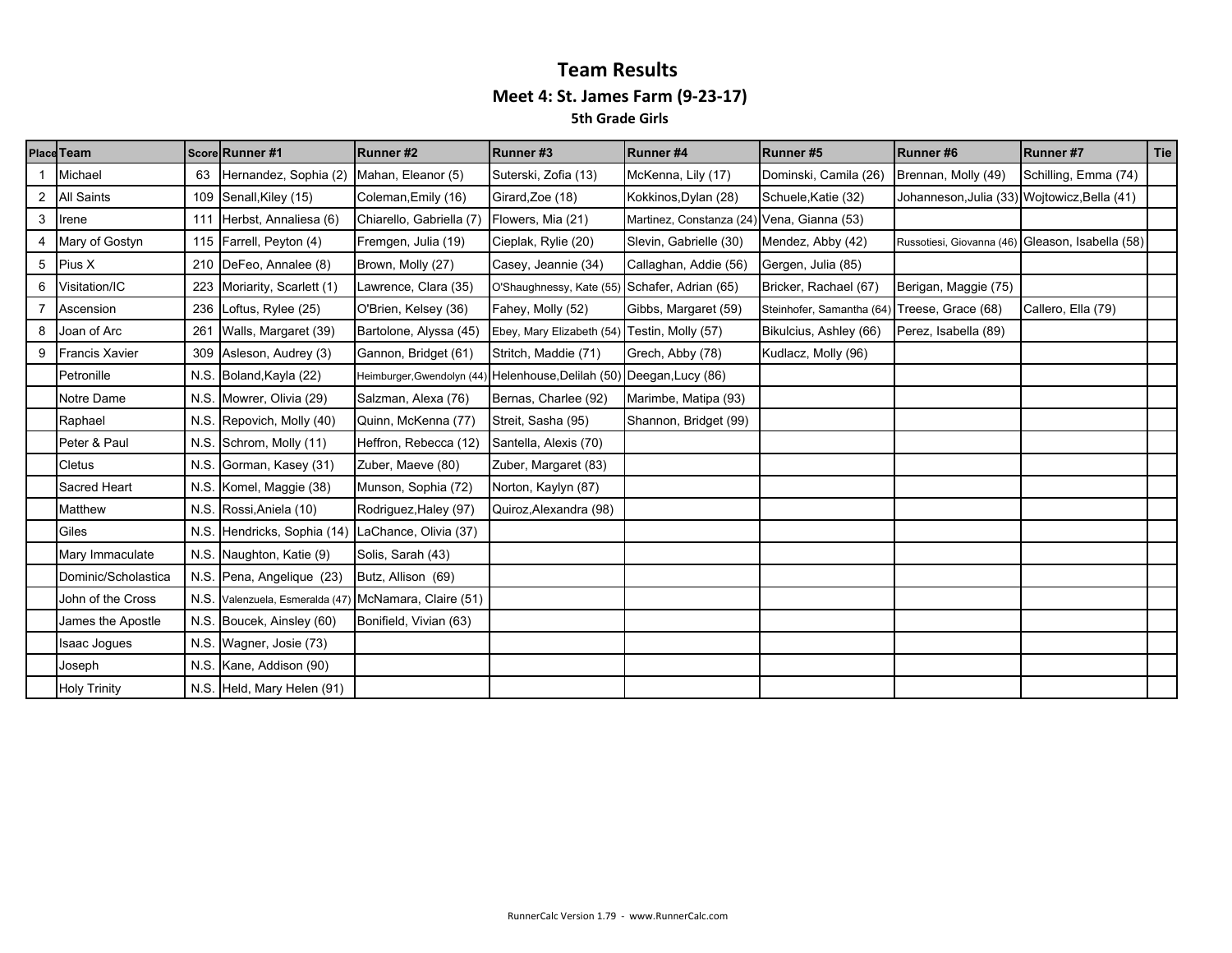# Team Results

## Meet 4: St. James Farm (9-23-17)

### 5th Grade Girls

| Place | Team | Score | Runner #1 | Runner #2 | Runner #3 | Runner #4 | Runner #5 | Runner #6 | Runner #7 | Tie |
|---|---|---|---|---|---|---|---|---|---|---|
| 1 | Michael | 63 | Hernandez, Sophia (2) | Mahan, Eleanor (5) | Suterski, Zofia (13) | McKenna, Lily (17) | Dominski, Camila (26) | Brennan, Molly (49) | Schilling, Emma (74) | |
| 2 | All Saints | 109 | Senall,Kiley (15) | Coleman,Emily (16) | Girard,Zoe (18) | Kokkinos,Dylan (28) | Schuele,Katie (32) | Johanneson,Julia (33) | Wojtowicz,Bella (41) | |
| 3 | Irene | 111 | Herbst, Annaliesa (6) | Chiarello, Gabriella (7) | Flowers, Mia (21) | Martinez, Constanza (24) | Vena, Gianna (53) | | | |
| 4 | Mary of Gostyn | 115 | Farrell, Peyton (4) | Fremgen, Julia (19) | Cieplak, Rylie (20) | Slevin, Gabrielle (30) | Mendez, Abby (42) | Russotiesi, Giovanna (46) | Gleason, Isabella (58) | |
| 5 | Pius X | 210 | DeFeo, Annalee (8) | Brown, Molly (27) | Casey, Jeannie (34) | Callaghan, Addie (56) | Gergen, Julia (85) | | | |
| 6 | Visitation/IC | 223 | Moriarity, Scarlett (1) | Lawrence, Clara (35) | O'Shaughnessy, Kate (55) | Schafer, Adrian (65) | Bricker, Rachael (67) | Berigan, Maggie (75) | | |
| 7 | Ascension | 236 | Loftus, Rylee (25) | O'Brien, Kelsey (36) | Fahey, Molly (52) | Gibbs, Margaret (59) | Steinhofer, Samantha (64) | Treese, Grace (68) | Callero, Ella (79) | |
| 8 | Joan of Arc | 261 | Walls, Margaret (39) | Bartolone, Alyssa (45) | Ebey, Mary Elizabeth (54) | Testin, Molly (57) | Bikulcius, Ashley (66) | Perez, Isabella (89) | | |
| 9 | Francis Xavier | 309 | Asleson, Audrey (3) | Gannon, Bridget (61) | Stritch, Maddie (71) | Grech, Abby (78) | Kudlacz, Molly (96) | | | |
| | Petronille | N.S. | Boland,Kayla (22) | Heimburger,Gwendolyn (44) | Helenhouse,Delilah (50) | Deegan,Lucy (86) | | | | |
| | Notre Dame | N.S. | Mowrer, Olivia (29) | Salzman, Alexa (76) | Bernas, Charlee (92) | Marimbe, Matipa (93) | | | | |
| | Raphael | N.S. | Repovich, Molly (40) | Quinn, McKenna (77) | Streit, Sasha (95) | Shannon, Bridget (99) | | | | |
| | Peter & Paul | N.S. | Schrom, Molly (11) | Heffron, Rebecca (12) | Santella, Alexis (70) | | | | | |
| | Cletus | N.S. | Gorman, Kasey (31) | Zuber, Maeve (80) | Zuber, Margaret (83) | | | | | |
| | Sacred Heart | N.S. | Komel, Maggie (38) | Munson, Sophia (72) | Norton, Kaylyn (87) | | | | | |
| | Matthew | N.S. | Rossi,Aniela (10) | Rodriguez,Haley (97) | Quiroz,Alexandra (98) | | | | | |
| | Giles | N.S. | Hendricks, Sophia (14) | LaChance, Olivia (37) | | | | | | |
| | Mary Immaculate | N.S. | Naughton, Katie (9) | Solis, Sarah (43) | | | | | | |
| | Dominic/Scholastica | N.S. | Pena, Angelique (23) | Butz, Allison (69) | | | | | | |
| | John of the Cross | N.S. | Valenzuela, Esmeralda (47) | McNamara, Claire (51) | | | | | | |
| | James the Apostle | N.S. | Boucek, Ainsley (60) | Bonifield, Vivian (63) | | | | | | |
| | Isaac Jogues | N.S. | Wagner, Josie (73) | | | | | | | |
| | Joseph | N.S. | Kane, Addison (90) | | | | | | | |
| | Holy Trinity | N.S. | Held, Mary Helen (91) | | | | | | | |

RunnerCalc Version 1.79 - www.RunnerCalc.com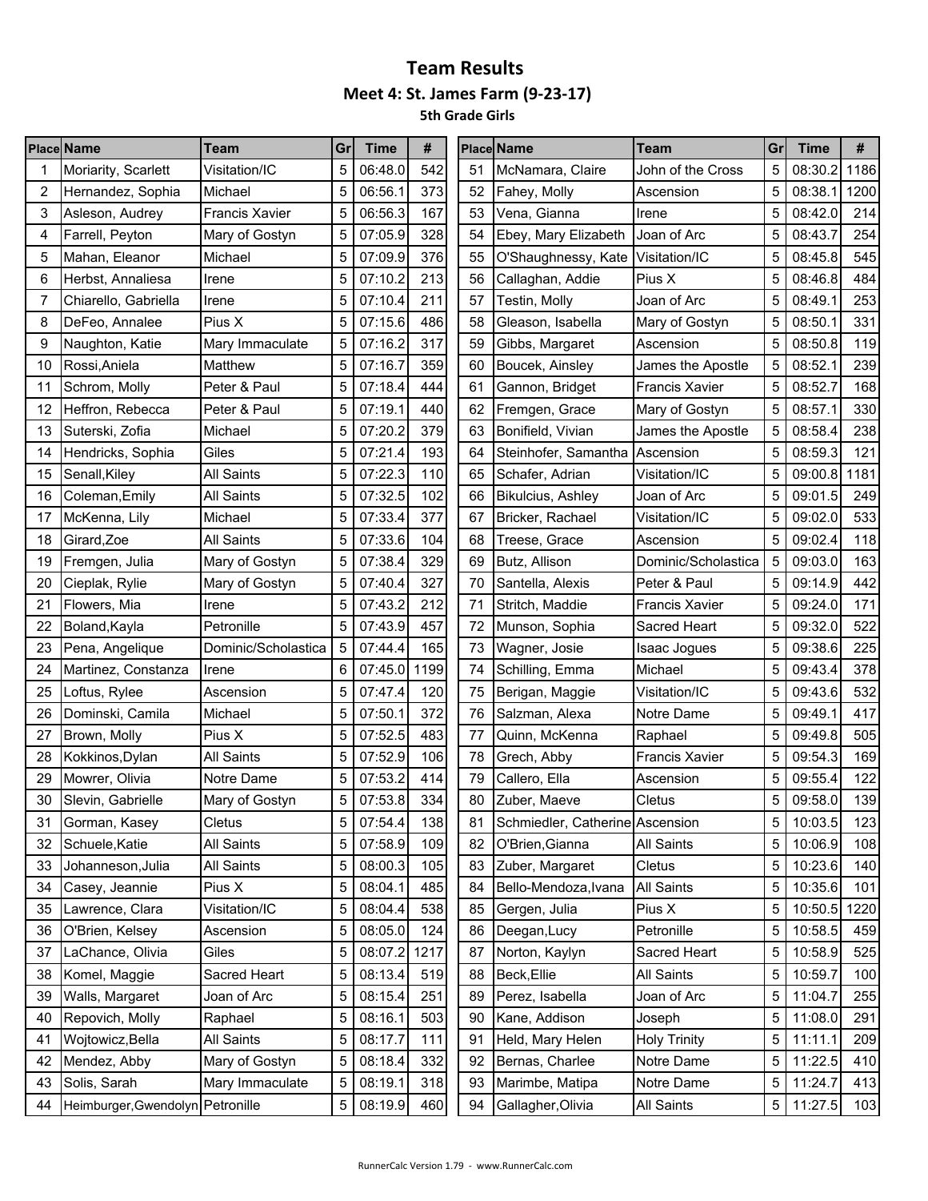# Team Results

## Meet 4: St. James Farm (9-23-17)

### 5th Grade Girls

| Place | Name | Team | Gr | Time | # |
|---|---|---|---|---|---|
| 1 | Moriarity, Scarlett | Visitation/IC | 5 | 06:48.0 | 542 |
| 2 | Hernandez, Sophia | Michael | 5 | 06:56.1 | 373 |
| 3 | Asleson, Audrey | Francis Xavier | 5 | 06:56.3 | 167 |
| 4 | Farrell, Peyton | Mary of Gostyn | 5 | 07:05.9 | 328 |
| 5 | Mahan, Eleanor | Michael | 5 | 07:09.9 | 376 |
| 6 | Herbst, Annaliesa | Irene | 5 | 07:10.2 | 213 |
| 7 | Chiarello, Gabriella | Irene | 5 | 07:10.4 | 211 |
| 8 | DeFeo, Annalee | Pius X | 5 | 07:15.6 | 486 |
| 9 | Naughton, Katie | Mary Immaculate | 5 | 07:16.2 | 317 |
| 10 | Rossi,Aniela | Matthew | 5 | 07:16.7 | 359 |
| 11 | Schrom, Molly | Peter & Paul | 5 | 07:18.4 | 444 |
| 12 | Heffron, Rebecca | Peter & Paul | 5 | 07:19.1 | 440 |
| 13 | Suterski, Zofia | Michael | 5 | 07:20.2 | 379 |
| 14 | Hendricks, Sophia | Giles | 5 | 07:21.4 | 193 |
| 15 | Senall,Kiley | All Saints | 5 | 07:22.3 | 110 |
| 16 | Coleman,Emily | All Saints | 5 | 07:32.5 | 102 |
| 17 | McKenna, Lily | Michael | 5 | 07:33.4 | 377 |
| 18 | Girard,Zoe | All Saints | 5 | 07:33.6 | 104 |
| 19 | Fremgen, Julia | Mary of Gostyn | 5 | 07:38.4 | 329 |
| 20 | Cieplak, Rylie | Mary of Gostyn | 5 | 07:40.4 | 327 |
| 21 | Flowers, Mia | Irene | 5 | 07:43.2 | 212 |
| 22 | Boland,Kayla | Petronille | 5 | 07:43.9 | 457 |
| 23 | Pena, Angelique | Dominic/Scholastica | 5 | 07:44.4 | 165 |
| 24 | Martinez, Constanza | Irene | 6 | 07:45.0 | 1199 |
| 25 | Loftus, Rylee | Ascension | 5 | 07:47.4 | 120 |
| 26 | Dominski, Camila | Michael | 5 | 07:50.1 | 372 |
| 27 | Brown, Molly | Pius X | 5 | 07:52.5 | 483 |
| 28 | Kokkinos,Dylan | All Saints | 5 | 07:52.9 | 106 |
| 29 | Mowrer, Olivia | Notre Dame | 5 | 07:53.2 | 414 |
| 30 | Slevin, Gabrielle | Mary of Gostyn | 5 | 07:53.8 | 334 |
| 31 | Gorman, Kasey | Cletus | 5 | 07:54.4 | 138 |
| 32 | Schuele,Katie | All Saints | 5 | 07:58.9 | 109 |
| 33 | Johanneson,Julia | All Saints | 5 | 08:00.3 | 105 |
| 34 | Casey, Jeannie | Pius X | 5 | 08:04.1 | 485 |
| 35 | Lawrence, Clara | Visitation/IC | 5 | 08:04.4 | 538 |
| 36 | O'Brien, Kelsey | Ascension | 5 | 08:05.0 | 124 |
| 37 | LaChance, Olivia | Giles | 5 | 08:07.2 | 1217 |
| 38 | Komel, Maggie | Sacred Heart | 5 | 08:13.4 | 519 |
| 39 | Walls, Margaret | Joan of Arc | 5 | 08:15.4 | 251 |
| 40 | Repovich, Molly | Raphael | 5 | 08:16.1 | 503 |
| 41 | Wojtowicz,Bella | All Saints | 5 | 08:17.7 | 111 |
| 42 | Mendez, Abby | Mary of Gostyn | 5 | 08:18.4 | 332 |
| 43 | Solis, Sarah | Mary Immaculate | 5 | 08:19.1 | 318 |
| 44 | Heimburger,Gwendolyn | Petronille | 5 | 08:19.9 | 460 |
| 51 | McNamara, Claire | John of the Cross | 5 | 08:30.2 | 1186 |
| 52 | Fahey, Molly | Ascension | 5 | 08:38.1 | 1200 |
| 53 | Vena, Gianna | Irene | 5 | 08:42.0 | 214 |
| 54 | Ebey, Mary Elizabeth | Joan of Arc | 5 | 08:43.7 | 254 |
| 55 | O'Shaughnessy, Kate | Visitation/IC | 5 | 08:45.8 | 545 |
| 56 | Callaghan, Addie | Pius X | 5 | 08:46.8 | 484 |
| 57 | Testin, Molly | Joan of Arc | 5 | 08:49.1 | 253 |
| 58 | Gleason, Isabella | Mary of Gostyn | 5 | 08:50.1 | 331 |
| 59 | Gibbs, Margaret | Ascension | 5 | 08:50.8 | 119 |
| 60 | Boucek, Ainsley | James the Apostle | 5 | 08:52.1 | 239 |
| 61 | Gannon, Bridget | Francis Xavier | 5 | 08:52.7 | 168 |
| 62 | Fremgen, Grace | Mary of Gostyn | 5 | 08:57.1 | 330 |
| 63 | Bonifield, Vivian | James the Apostle | 5 | 08:58.4 | 238 |
| 64 | Steinhofer, Samantha | Ascension | 5 | 08:59.3 | 121 |
| 65 | Schafer, Adrian | Visitation/IC | 5 | 09:00.8 | 1181 |
| 66 | Bikulcius, Ashley | Joan of Arc | 5 | 09:01.5 | 249 |
| 67 | Bricker, Rachael | Visitation/IC | 5 | 09:02.0 | 533 |
| 68 | Treese, Grace | Ascension | 5 | 09:02.4 | 118 |
| 69 | Butz, Allison | Dominic/Scholastica | 5 | 09:03.0 | 163 |
| 70 | Santella, Alexis | Peter & Paul | 5 | 09:14.9 | 442 |
| 71 | Stritch, Maddie | Francis Xavier | 5 | 09:24.0 | 171 |
| 72 | Munson, Sophia | Sacred Heart | 5 | 09:32.0 | 522 |
| 73 | Wagner, Josie | Isaac Jogues | 5 | 09:38.6 | 225 |
| 74 | Schilling, Emma | Michael | 5 | 09:43.4 | 378 |
| 75 | Berigan, Maggie | Visitation/IC | 5 | 09:43.6 | 532 |
| 76 | Salzman, Alexa | Notre Dame | 5 | 09:49.1 | 417 |
| 77 | Quinn, McKenna | Raphael | 5 | 09:49.8 | 505 |
| 78 | Grech, Abby | Francis Xavier | 5 | 09:54.3 | 169 |
| 79 | Callero, Ella | Ascension | 5 | 09:55.4 | 122 |
| 80 | Zuber, Maeve | Cletus | 5 | 09:58.0 | 139 |
| 81 | Schmiedler, Catherine | Ascension | 5 | 10:03.5 | 123 |
| 82 | O'Brien,Gianna | All Saints | 5 | 10:06.9 | 108 |
| 83 | Zuber, Margaret | Cletus | 5 | 10:23.6 | 140 |
| 84 | Bello-Mendoza,Ivana | All Saints | 5 | 10:35.6 | 101 |
| 85 | Gergen, Julia | Pius X | 5 | 10:50.5 | 1220 |
| 86 | Deegan,Lucy | Petronille | 5 | 10:58.5 | 459 |
| 87 | Norton, Kaylyn | Sacred Heart | 5 | 10:58.9 | 525 |
| 88 | Beck,Ellie | All Saints | 5 | 10:59.7 | 100 |
| 89 | Perez, Isabella | Joan of Arc | 5 | 11:04.7 | 255 |
| 90 | Kane, Addison | Joseph | 5 | 11:08.0 | 291 |
| 91 | Held, Mary Helen | Holy Trinity | 5 | 11:11.1 | 209 |
| 92 | Bernas, Charlee | Notre Dame | 5 | 11:22.5 | 410 |
| 93 | Marimbe, Matipa | Notre Dame | 5 | 11:24.7 | 413 |
| 94 | Gallagher,Olivia | All Saints | 5 | 11:27.5 | 103 |

RunnerCalc Version 1.79 - www.RunnerCalc.com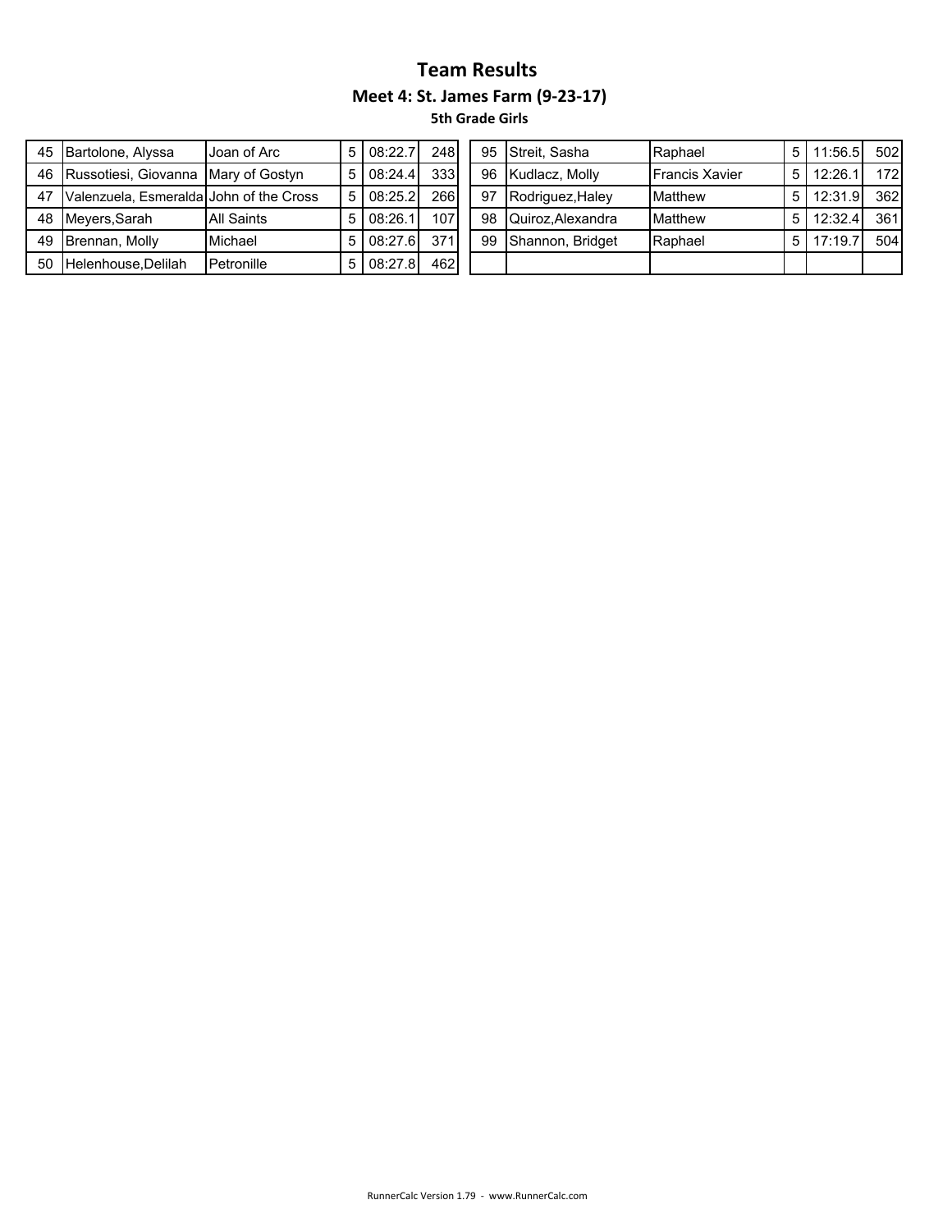# Team Results

## Meet 4: St. James Farm (9-23-17)

### 5th Grade Girls

| | | | | | |
|---|---|---|---|---|---|
| 45 | Bartolone, Alyssa | Joan of Arc | 5 | 08:22.7 | 248 |
| 46 | Russotiesi, Giovanna | Mary of Gostyn | 5 | 08:24.4 | 333 |
| 47 | Valenzuela, Esmeralda | John of the Cross | 5 | 08:25.2 | 266 |
| 48 | Meyers,Sarah | All Saints | 5 | 08:26.1 | 107 |
| 49 | Brennan, Molly | Michael | 5 | 08:27.6 | 371 |
| 50 | Helenhouse,Delilah | Petronille | 5 | 08:27.8 | 462 |
| 95 | Streit, Sasha | Raphael | 5 | 11:56.5 | 502 |
| 96 | Kudlacz, Molly | Francis Xavier | 5 | 12:26.1 | 172 |
| 97 | Rodriguez,Haley | Matthew | 5 | 12:31.9 | 362 |
| 98 | Quiroz,Alexandra | Matthew | 5 | 12:32.4 | 361 |
| 99 | Shannon, Bridget | Raphael | 5 | 17:19.7 | 504 |

RunnerCalc Version 1.79 - www.RunnerCalc.com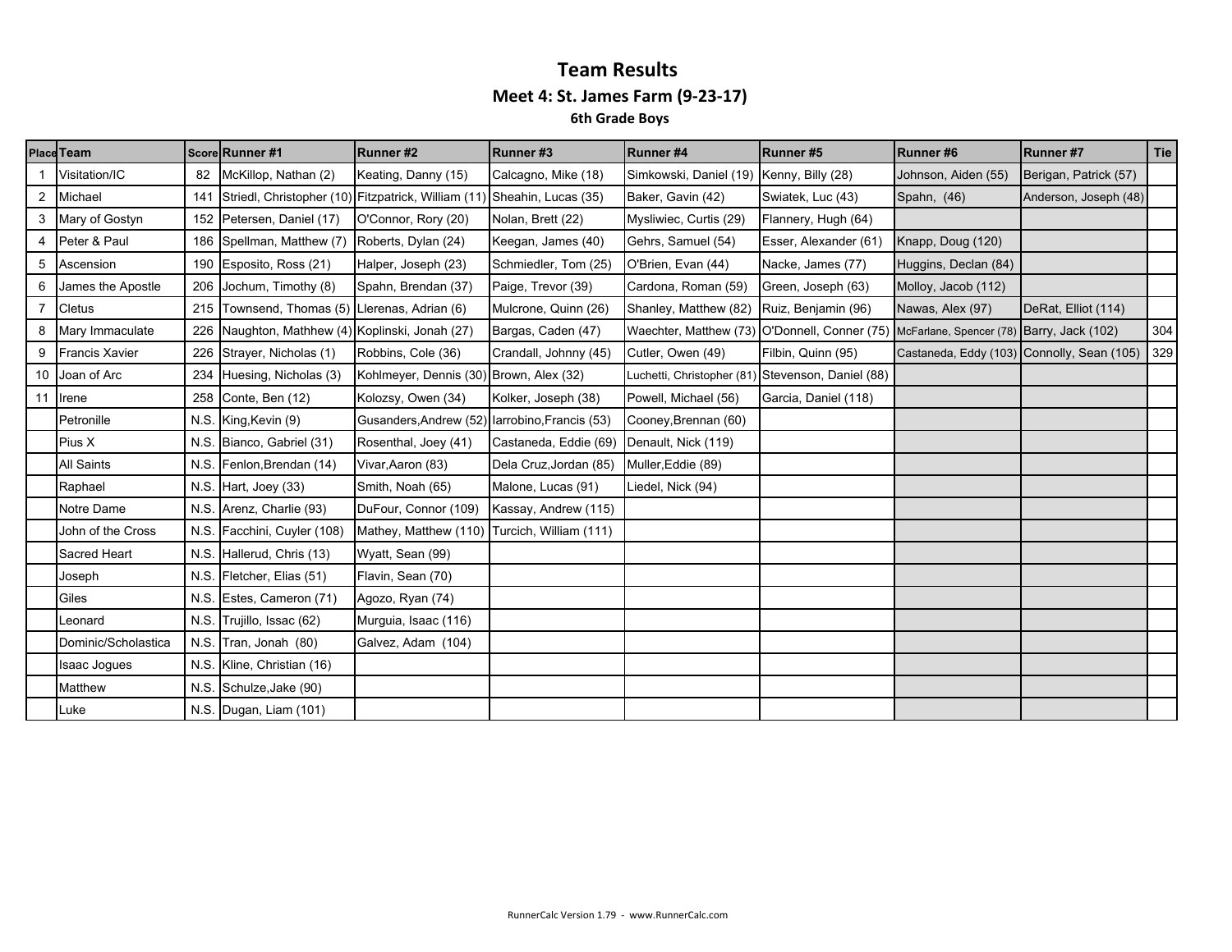# Team Results

## Meet 4: St. James Farm (9-23-17)

### 6th Grade Boys

| Place | Team | Score | Runner #1 | Runner #2 | Runner #3 | Runner #4 | Runner #5 | Runner #6 | Runner #7 | Tie |
|---|---|---|---|---|---|---|---|---|---|---|
| 1 | Visitation/IC | 82 | McKillop, Nathan (2) | Keating, Danny (15) | Calcagno, Mike (18) | Simkowski, Daniel (19) | Kenny, Billy (28) | Johnson, Aiden (55) | Berigan, Patrick (57) | |
| 2 | Michael | 141 | Striedl, Christopher (10) | Fitzpatrick, William (11) | Sheahin, Lucas (35) | Baker, Gavin (42) | Swiatek, Luc (43) | Spahn, (46) | Anderson, Joseph (48) | |
| 3 | Mary of Gostyn | 152 | Petersen, Daniel (17) | O'Connor, Rory (20) | Nolan, Brett (22) | Mysliwiec, Curtis (29) | Flannery, Hugh (64) | | | |
| 4 | Peter & Paul | 186 | Spellman, Matthew (7) | Roberts, Dylan (24) | Keegan, James (40) | Gehrs, Samuel (54) | Esser, Alexander (61) | Knapp, Doug (120) | | |
| 5 | Ascension | 190 | Esposito, Ross (21) | Halper, Joseph (23) | Schmiedler, Tom (25) | O'Brien, Evan (44) | Nacke, James (77) | Huggins, Declan (84) | | |
| 6 | James the Apostle | 206 | Jochum, Timothy (8) | Spahn, Brendan (37) | Paige, Trevor (39) | Cardona, Roman (59) | Green, Joseph (63) | Molloy, Jacob (112) | | |
| 7 | Cletus | 215 | Townsend, Thomas (5) | Llerenas, Adrian (6) | Mulcrone, Quinn (26) | Shanley, Matthew (82) | Ruiz, Benjamin (96) | Nawas, Alex (97) | DeRat, Elliot (114) | |
| 8 | Mary Immaculate | 226 | Naughton, Mathhew (4) | Koplinski, Jonah (27) | Bargas, Caden (47) | Waechter, Matthew (73) | O'Donnell, Conner (75) | McFarlane, Spencer (78) | Barry, Jack (102) | 304 |
| 9 | Francis Xavier | 226 | Strayer, Nicholas (1) | Robbins, Cole (36) | Crandall, Johnny (45) | Cutler, Owen (49) | Filbin, Quinn (95) | Castaneda, Eddy (103) | Connolly, Sean (105) | 329 |
| 10 | Joan of Arc | 234 | Huesing, Nicholas (3) | Kohlmeyer, Dennis (30) | Brown, Alex (32) | Luchetti, Christopher (81) | Stevenson, Daniel (88) | | | |
| 11 | Irene | 258 | Conte, Ben (12) | Kolozsy, Owen (34) | Kolker, Joseph (38) | Powell, Michael (56) | Garcia, Daniel (118) | | | |
| | Petronille | N.S. | King,Kevin (9) | Gusanders,Andrew (52) | Iarrobino,Francis (53) | Cooney,Brennan (60) | | | | |
| | Pius X | N.S. | Bianco, Gabriel (31) | Rosenthal, Joey (41) | Castaneda, Eddie (69) | Denault, Nick (119) | | | | |
| | All Saints | N.S. | Fenlon,Brendan (14) | Vivar,Aaron (83) | Dela Cruz,Jordan (85) | Muller,Eddie (89) | | | | |
| | Raphael | N.S. | Hart, Joey (33) | Smith, Noah (65) | Malone, Lucas (91) | Liedel, Nick (94) | | | | |
| | Notre Dame | N.S. | Arenz, Charlie (93) | DuFour, Connor (109) | Kassay, Andrew (115) | | | | | |
| | John of the Cross | N.S. | Facchini, Cuyler (108) | Mathey, Matthew (110) | Turcich, William (111) | | | | | |
| | Sacred Heart | N.S. | Hallerud, Chris (13) | Wyatt, Sean (99) | | | | | | |
| | Joseph | N.S. | Fletcher, Elias (51) | Flavin, Sean (70) | | | | | | |
| | Giles | N.S. | Estes, Cameron (71) | Agozo, Ryan (74) | | | | | | |
| | Leonard | N.S. | Trujillo, Issac (62) | Murguia, Isaac (116) | | | | | | |
| | Dominic/Scholastica | N.S. | Tran, Jonah (80) | Galvez, Adam (104) | | | | | | |
| | Isaac Jogues | N.S. | Kline, Christian (16) | | | | | | | |
| | Matthew | N.S. | Schulze,Jake (90) | | | | | | | |
| | Luke | N.S. | Dugan, Liam (101) | | | | | | | |

RunnerCalc Version 1.79 - www.RunnerCalc.com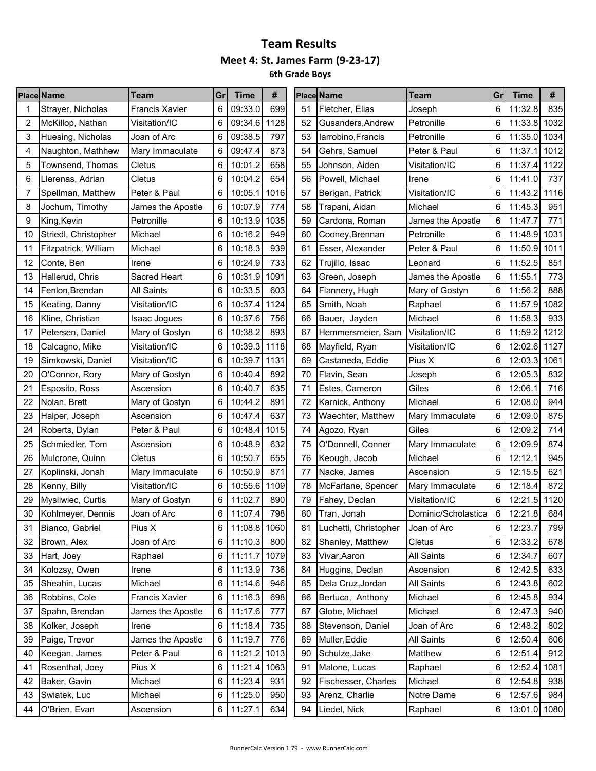# Team Results

## Meet 4: St. James Farm (9-23-17)

### 6th Grade Boys

| Place | Name | Team | Gr | Time | # |
|---|---|---|---|---|---|
| 1 | Strayer, Nicholas | Francis Xavier | 6 | 09:33.0 | 699 |
| 2 | McKillop, Nathan | Visitation/IC | 6 | 09:34.6 | 1128 |
| 3 | Huesing, Nicholas | Joan of Arc | 6 | 09:38.5 | 797 |
| 4 | Naughton, Mathhew | Mary Immaculate | 6 | 09:47.4 | 873 |
| 5 | Townsend, Thomas | Cletus | 6 | 10:01.2 | 658 |
| 6 | Llerenas, Adrian | Cletus | 6 | 10:04.2 | 654 |
| 7 | Spellman, Matthew | Peter & Paul | 6 | 10:05.1 | 1016 |
| 8 | Jochum, Timothy | James the Apostle | 6 | 10:07.9 | 774 |
| 9 | King,Kevin | Petronille | 6 | 10:13.9 | 1035 |
| 10 | Striedl, Christopher | Michael | 6 | 10:16.2 | 949 |
| 11 | Fitzpatrick, William | Michael | 6 | 10:18.3 | 939 |
| 12 | Conte, Ben | Irene | 6 | 10:24.9 | 733 |
| 13 | Hallerud, Chris | Sacred Heart | 6 | 10:31.9 | 1091 |
| 14 | Fenlon,Brendan | All Saints | 6 | 10:33.5 | 603 |
| 15 | Keating, Danny | Visitation/IC | 6 | 10:37.4 | 1124 |
| 16 | Kline, Christian | Isaac Jogues | 6 | 10:37.6 | 756 |
| 17 | Petersen, Daniel | Mary of Gostyn | 6 | 10:38.2 | 893 |
| 18 | Calcagno, Mike | Visitation/IC | 6 | 10:39.3 | 1118 |
| 19 | Simkowski, Daniel | Visitation/IC | 6 | 10:39.7 | 1131 |
| 20 | O'Connor, Rory | Mary of Gostyn | 6 | 10:40.4 | 892 |
| 21 | Esposito, Ross | Ascension | 6 | 10:40.7 | 635 |
| 22 | Nolan, Brett | Mary of Gostyn | 6 | 10:44.2 | 891 |
| 23 | Halper, Joseph | Ascension | 6 | 10:47.4 | 637 |
| 24 | Roberts, Dylan | Peter & Paul | 6 | 10:48.4 | 1015 |
| 25 | Schmiedler, Tom | Ascension | 6 | 10:48.9 | 632 |
| 26 | Mulcrone, Quinn | Cletus | 6 | 10:50.7 | 655 |
| 27 | Koplinski, Jonah | Mary Immaculate | 6 | 10:50.9 | 871 |
| 28 | Kenny, Billy | Visitation/IC | 6 | 10:55.6 | 1109 |
| 29 | Mysliwiec, Curtis | Mary of Gostyn | 6 | 11:02.7 | 890 |
| 30 | Kohlmeyer, Dennis | Joan of Arc | 6 | 11:07.4 | 798 |
| 31 | Bianco, Gabriel | Pius X | 6 | 11:08.8 | 1060 |
| 32 | Brown, Alex | Joan of Arc | 6 | 11:10.3 | 800 |
| 33 | Hart, Joey | Raphael | 6 | 11:11.7 | 1079 |
| 34 | Kolozsy, Owen | Irene | 6 | 11:13.9 | 736 |
| 35 | Sheahin, Lucas | Michael | 6 | 11:14.6 | 946 |
| 36 | Robbins, Cole | Francis Xavier | 6 | 11:16.3 | 698 |
| 37 | Spahn, Brendan | James the Apostle | 6 | 11:17.6 | 777 |
| 38 | Kolker, Joseph | Irene | 6 | 11:18.4 | 735 |
| 39 | Paige, Trevor | James the Apostle | 6 | 11:19.7 | 776 |
| 40 | Keegan, James | Peter & Paul | 6 | 11:21.2 | 1013 |
| 41 | Rosenthal, Joey | Pius X | 6 | 11:21.4 | 1063 |
| 42 | Baker, Gavin | Michael | 6 | 11:23.4 | 931 |
| 43 | Swiatek, Luc | Michael | 6 | 11:25.0 | 950 |
| 44 | O'Brien, Evan | Ascension | 6 | 11:27.1 | 634 |
| 51 | Fletcher, Elias | Joseph | 6 | 11:32.8 | 835 |
| 52 | Gusanders,Andrew | Petronille | 6 | 11:33.8 | 1032 |
| 53 | Iarrobino,Francis | Petronille | 6 | 11:35.0 | 1034 |
| 54 | Gehrs, Samuel | Peter & Paul | 6 | 11:37.1 | 1012 |
| 55 | Johnson, Aiden | Visitation/IC | 6 | 11:37.4 | 1122 |
| 56 | Powell, Michael | Irene | 6 | 11:41.0 | 737 |
| 57 | Berigan, Patrick | Visitation/IC | 6 | 11:43.2 | 1116 |
| 58 | Trapani, Aidan | Michael | 6 | 11:45.3 | 951 |
| 59 | Cardona, Roman | James the Apostle | 6 | 11:47.7 | 771 |
| 60 | Cooney,Brennan | Petronille | 6 | 11:48.9 | 1031 |
| 61 | Esser, Alexander | Peter & Paul | 6 | 11:50.9 | 1011 |
| 62 | Trujillo, Issac | Leonard | 6 | 11:52.5 | 851 |
| 63 | Green, Joseph | James the Apostle | 6 | 11:55.1 | 773 |
| 64 | Flannery, Hugh | Mary of Gostyn | 6 | 11:56.2 | 888 |
| 65 | Smith, Noah | Raphael | 6 | 11:57.9 | 1082 |
| 66 | Bauer, Jayden | Michael | 6 | 11:58.3 | 933 |
| 67 | Hemmersmeier, Sam | Visitation/IC | 6 | 11:59.2 | 1212 |
| 68 | Mayfield, Ryan | Visitation/IC | 6 | 12:02.6 | 1127 |
| 69 | Castaneda, Eddie | Pius X | 6 | 12:03.3 | 1061 |
| 70 | Flavin, Sean | Joseph | 6 | 12:05.3 | 832 |
| 71 | Estes, Cameron | Giles | 6 | 12:06.1 | 716 |
| 72 | Karnick, Anthony | Michael | 6 | 12:08.0 | 944 |
| 73 | Waechter, Matthew | Mary Immaculate | 6 | 12:09.0 | 875 |
| 74 | Agozo, Ryan | Giles | 6 | 12:09.2 | 714 |
| 75 | O'Donnell, Conner | Mary Immaculate | 6 | 12:09.9 | 874 |
| 76 | Keough, Jacob | Michael | 6 | 12:12.1 | 945 |
| 77 | Nacke, James | Ascension | 5 | 12:15.5 | 621 |
| 78 | McFarlane, Spencer | Mary Immaculate | 6 | 12:18.4 | 872 |
| 79 | Fahey, Declan | Visitation/IC | 6 | 12:21.5 | 1120 |
| 80 | Tran, Jonah | Dominic/Scholastica | 6 | 12:21.8 | 684 |
| 81 | Luchetti, Christopher | Joan of Arc | 6 | 12:23.7 | 799 |
| 82 | Shanley, Matthew | Cletus | 6 | 12:33.2 | 678 |
| 83 | Vivar,Aaron | All Saints | 6 | 12:34.7 | 607 |
| 84 | Huggins, Declan | Ascension | 6 | 12:42.5 | 633 |
| 85 | Dela Cruz,Jordan | All Saints | 6 | 12:43.8 | 602 |
| 86 | Bertuca, Anthony | Michael | 6 | 12:45.8 | 934 |
| 87 | Globe, Michael | Michael | 6 | 12:47.3 | 940 |
| 88 | Stevenson, Daniel | Joan of Arc | 6 | 12:48.2 | 802 |
| 89 | Muller,Eddie | All Saints | 6 | 12:50.4 | 606 |
| 90 | Schulze,Jake | Matthew | 6 | 12:51.4 | 912 |
| 91 | Malone, Lucas | Raphael | 6 | 12:52.4 | 1081 |
| 92 | Fischesser, Charles | Michael | 6 | 12:54.8 | 938 |
| 93 | Arenz, Charlie | Notre Dame | 6 | 12:57.6 | 984 |
| 94 | Liedel, Nick | Raphael | 6 | 13:01.0 | 1080 |

RunnerCalc Version 1.79 - www.RunnerCalc.com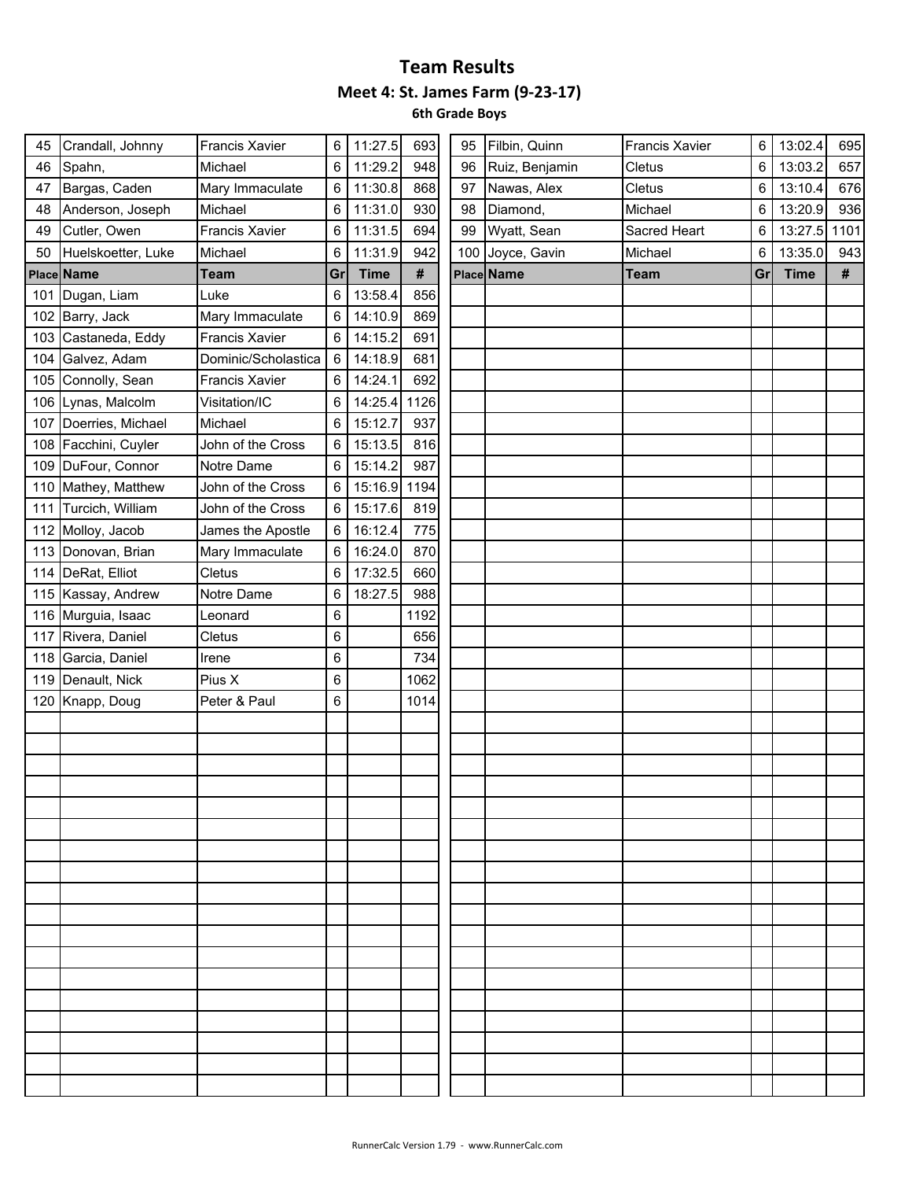# Team Results

## Meet 4: St. James Farm (9-23-17)

### 6th Grade Boys

| Place | Name | Team | Gr | Time | # |
|---|---|---|---|---|---|
| 45 | Crandall, Johnny | Francis Xavier | 6 | 11:27.5 | 693 |
| 46 | Spahn, | Michael | 6 | 11:29.2 | 948 |
| 47 | Bargas, Caden | Mary Immaculate | 6 | 11:30.8 | 868 |
| 48 | Anderson, Joseph | Michael | 6 | 11:31.0 | 930 |
| 49 | Cutler, Owen | Francis Xavier | 6 | 11:31.5 | 694 |
| 50 | Huelskoetter, Luke | Michael | 6 | 11:31.9 | 942 |
| 95 | Filbin, Quinn | Francis Xavier | 6 | 13:02.4 | 695 |
| 96 | Ruiz, Benjamin | Cletus | 6 | 13:03.2 | 657 |
| 97 | Nawas, Alex | Cletus | 6 | 13:10.4 | 676 |
| 98 | Diamond, | Michael | 6 | 13:20.9 | 936 |
| 99 | Wyatt, Sean | Sacred Heart | 6 | 13:27.5 | 1101 |
| 100 | Joyce, Gavin | Michael | 6 | 13:35.0 | 943 |
| 101 | Dugan, Liam | Luke | 6 | 13:58.4 | 856 |
| 102 | Barry, Jack | Mary Immaculate | 6 | 14:10.9 | 869 |
| 103 | Castaneda, Eddy | Francis Xavier | 6 | 14:15.2 | 691 |
| 104 | Galvez, Adam | Dominic/Scholastica | 6 | 14:18.9 | 681 |
| 105 | Connolly, Sean | Francis Xavier | 6 | 14:24.1 | 692 |
| 106 | Lynas, Malcolm | Visitation/IC | 6 | 14:25.4 | 1126 |
| 107 | Doerries, Michael | Michael | 6 | 15:12.7 | 937 |
| 108 | Facchini, Cuyler | John of the Cross | 6 | 15:13.5 | 816 |
| 109 | DuFour, Connor | Notre Dame | 6 | 15:14.2 | 987 |
| 110 | Mathey, Matthew | John of the Cross | 6 | 15:16.9 | 1194 |
| 111 | Turcich, William | John of the Cross | 6 | 15:17.6 | 819 |
| 112 | Molloy, Jacob | James the Apostle | 6 | 16:12.4 | 775 |
| 113 | Donovan, Brian | Mary Immaculate | 6 | 16:24.0 | 870 |
| 114 | DeRat, Elliot | Cletus | 6 | 17:32.5 | 660 |
| 115 | Kassay, Andrew | Notre Dame | 6 | 18:27.5 | 988 |
| 116 | Murguia, Isaac | Leonard | 6 | | 1192 |
| 117 | Rivera, Daniel | Cletus | 6 | | 656 |
| 118 | Garcia, Daniel | Irene | 6 | | 734 |
| 119 | Denault, Nick | Pius X | 6 | | 1062 |
| 120 | Knapp, Doug | Peter & Paul | 6 | | 1014 |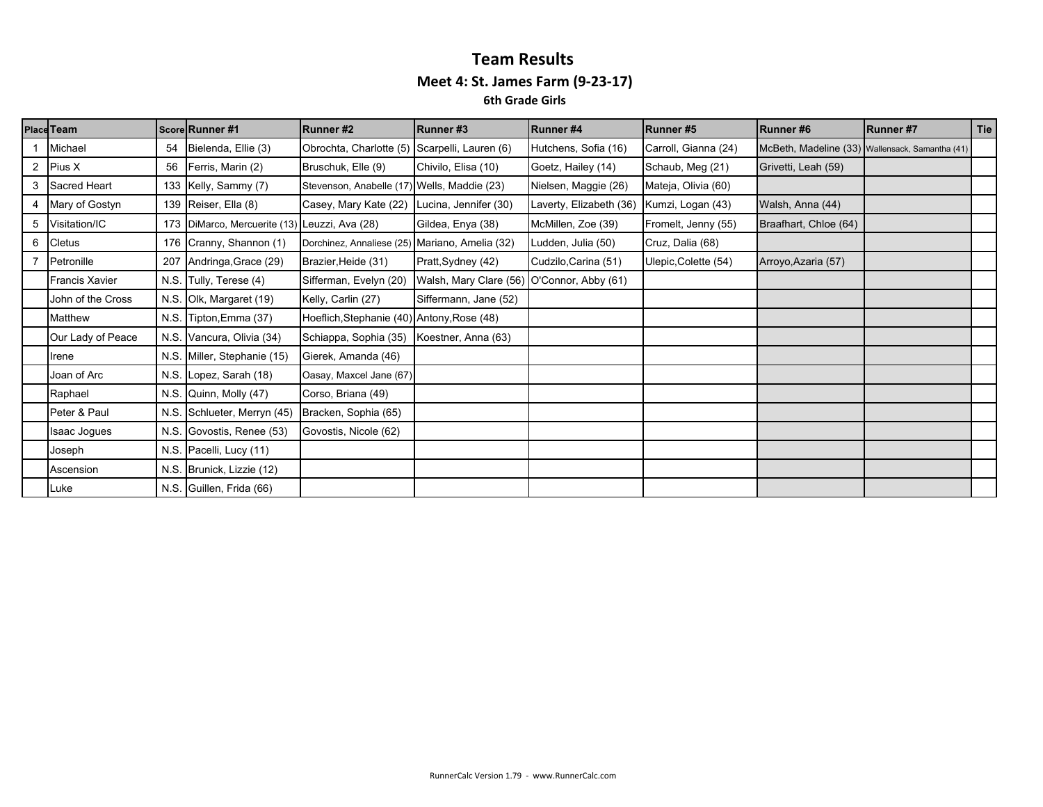# Team Results

## Meet 4: St. James Farm (9-23-17)

### 6th Grade Girls

| Place | Team | Score | Runner #1 | Runner #2 | Runner #3 | Runner #4 | Runner #5 | Runner #6 | Runner #7 | Tie |
|---|---|---|---|---|---|---|---|---|---|---|
| 1 | Michael | 54 | Bielenda, Ellie (3) | Obrochta, Charlotte (5) | Scarpelli, Lauren (6) | Hutchens, Sofia (16) | Carroll, Gianna (24) | McBeth, Madeline (33) | Wallensack, Samantha (41) | |
| 2 | Pius X | 56 | Ferris, Marin (2) | Bruschuk, Elle (9) | Chivilo, Elisa (10) | Goetz, Hailey (14) | Schaub, Meg (21) | Grivetti, Leah (59) | | |
| 3 | Sacred Heart | 133 | Kelly, Sammy (7) | Stevenson, Anabelle (17) | Wells, Maddie (23) | Nielsen, Maggie (26) | Mateja, Olivia (60) | | | |
| 4 | Mary of Gostyn | 139 | Reiser, Ella (8) | Casey, Mary Kate (22) | Lucina, Jennifer (30) | Laverty, Elizabeth (36) | Kumzi, Logan (43) | Walsh, Anna (44) | | |
| 5 | Visitation/IC | 173 | DiMarco, Mercuerite (13) | Leuzzi, Ava (28) | Gildea, Enya (38) | McMillen, Zoe (39) | Fromelt, Jenny (55) | Braafhart, Chloe (64) | | |
| 6 | Cletus | 176 | Cranny, Shannon (1) | Dorchinez, Annaliese (25) | Mariano, Amelia (32) | Ludden, Julia (50) | Cruz, Dalia (68) | | | |
| 7 | Petronille | 207 | Andringa,Grace (29) | Brazier,Heide (31) | Pratt,Sydney (42) | Cudzilo,Carina (51) | Ulepic,Colette (54) | Arroyo,Azaria (57) | | |
| | Francis Xavier | N.S. | Tully, Terese (4) | Sifferman, Evelyn (20) | Walsh, Mary Clare (56) | O'Connor, Abby (61) | | | | |
| | John of the Cross | N.S. | Olk, Margaret (19) | Kelly, Carlin (27) | Siffermann, Jane (52) | | | | | |
| | Matthew | N.S. | Tipton,Emma (37) | Hoeflich,Stephanie (40) | Antony,Rose (48) | | | | | |
| | Our Lady of Peace | N.S. | Vancura, Olivia (34) | Schiappa, Sophia (35) | Koestner, Anna (63) | | | | | |
| | Irene | N.S. | Miller, Stephanie (15) | Gierek, Amanda (46) | | | | | | |
| | Joan of Arc | N.S. | Lopez, Sarah (18) | Oasay, Maxcel Jane (67) | | | | | | |
| | Raphael | N.S. | Quinn, Molly (47) | Corso, Briana (49) | | | | | | |
| | Peter & Paul | N.S. | Schlueter, Merryn (45) | Bracken, Sophia (65) | | | | | | |
| | Isaac Jogues | N.S. | Govostis, Renee (53) | Govostis, Nicole (62) | | | | | | |
| | Joseph | N.S. | Pacelli, Lucy (11) | | | | | | | |
| | Ascension | N.S. | Brunick, Lizzie (12) | | | | | | | |
| | Luke | N.S. | Guillen, Frida (66) | | | | | | | |

RunnerCalc Version 1.79 - www.RunnerCalc.com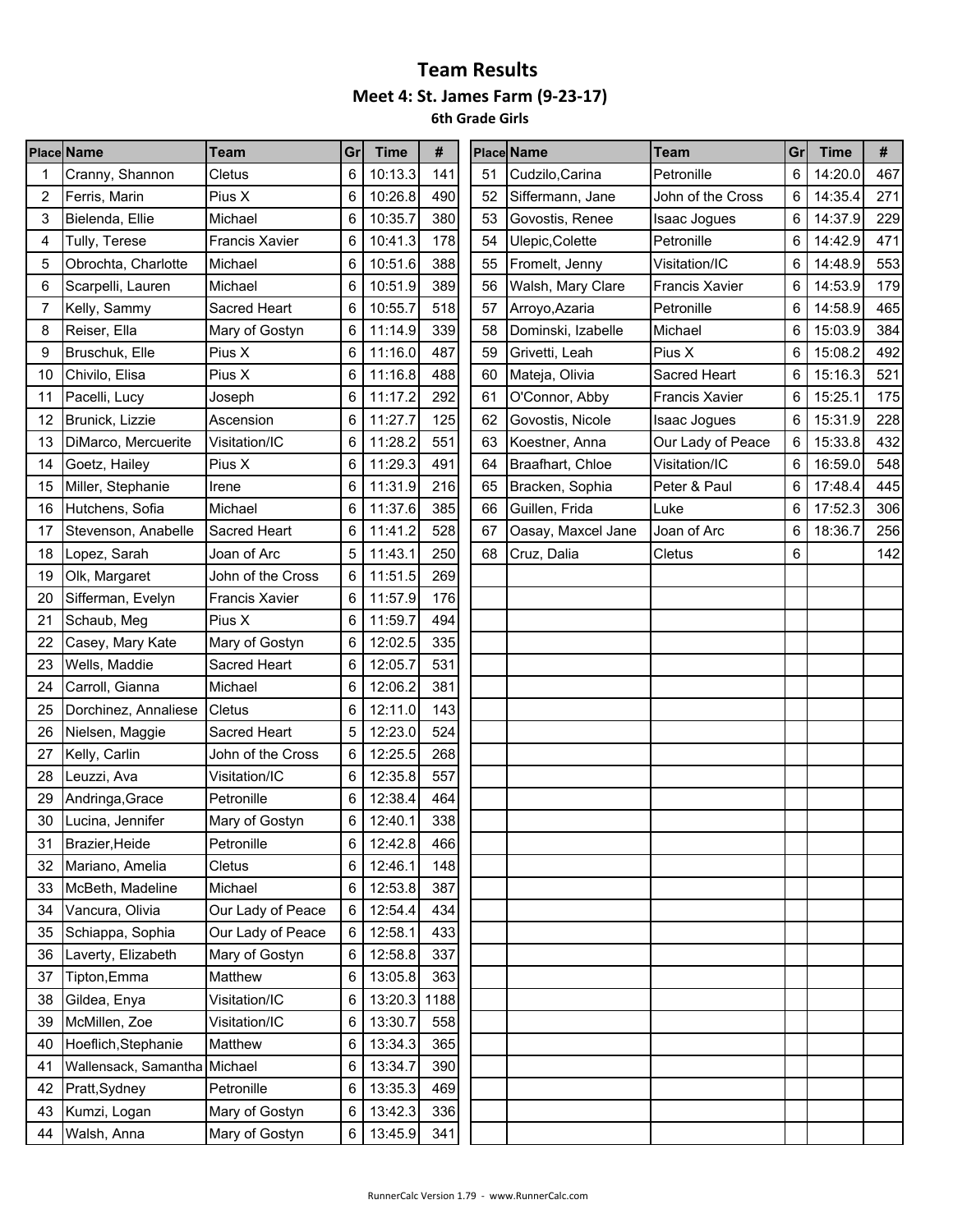# Team Results

## Meet 4: St. James Farm (9-23-17)

### 6th Grade Girls

| Place | Name | Team | Gr | Time | # |
|---|---|---|---|---|---|
| 1 | Cranny, Shannon | Cletus | 6 | 10:13.3 | 141 |
| 2 | Ferris, Marin | Pius X | 6 | 10:26.8 | 490 |
| 3 | Bielenda, Ellie | Michael | 6 | 10:35.7 | 380 |
| 4 | Tully, Terese | Francis Xavier | 6 | 10:41.3 | 178 |
| 5 | Obrochta, Charlotte | Michael | 6 | 10:51.6 | 388 |
| 6 | Scarpelli, Lauren | Michael | 6 | 10:51.9 | 389 |
| 7 | Kelly, Sammy | Sacred Heart | 6 | 10:55.7 | 518 |
| 8 | Reiser, Ella | Mary of Gostyn | 6 | 11:14.9 | 339 |
| 9 | Bruschuk, Elle | Pius X | 6 | 11:16.0 | 487 |
| 10 | Chivilo, Elisa | Pius X | 6 | 11:16.8 | 488 |
| 11 | Pacelli, Lucy | Joseph | 6 | 11:17.2 | 292 |
| 12 | Brunick, Lizzie | Ascension | 6 | 11:27.7 | 125 |
| 13 | DiMarco, Mercuerite | Visitation/IC | 6 | 11:28.2 | 551 |
| 14 | Goetz, Hailey | Pius X | 6 | 11:29.3 | 491 |
| 15 | Miller, Stephanie | Irene | 6 | 11:31.9 | 216 |
| 16 | Hutchens, Sofia | Michael | 6 | 11:37.6 | 385 |
| 17 | Stevenson, Anabelle | Sacred Heart | 6 | 11:41.2 | 528 |
| 18 | Lopez, Sarah | Joan of Arc | 5 | 11:43.1 | 250 |
| 19 | Olk, Margaret | John of the Cross | 6 | 11:51.5 | 269 |
| 20 | Sifferman, Evelyn | Francis Xavier | 6 | 11:57.9 | 176 |
| 21 | Schaub, Meg | Pius X | 6 | 11:59.7 | 494 |
| 22 | Casey, Mary Kate | Mary of Gostyn | 6 | 12:02.5 | 335 |
| 23 | Wells, Maddie | Sacred Heart | 6 | 12:05.7 | 531 |
| 24 | Carroll, Gianna | Michael | 6 | 12:06.2 | 381 |
| 25 | Dorchinez, Annaliese | Cletus | 6 | 12:11.0 | 143 |
| 26 | Nielsen, Maggie | Sacred Heart | 5 | 12:23.0 | 524 |
| 27 | Kelly, Carlin | John of the Cross | 6 | 12:25.5 | 268 |
| 28 | Leuzzi, Ava | Visitation/IC | 6 | 12:35.8 | 557 |
| 29 | Andringa,Grace | Petronille | 6 | 12:38.4 | 464 |
| 30 | Lucina, Jennifer | Mary of Gostyn | 6 | 12:40.1 | 338 |
| 31 | Brazier,Heide | Petronille | 6 | 12:42.8 | 466 |
| 32 | Mariano, Amelia | Cletus | 6 | 12:46.1 | 148 |
| 33 | McBeth, Madeline | Michael | 6 | 12:53.8 | 387 |
| 34 | Vancura, Olivia | Our Lady of Peace | 6 | 12:54.4 | 434 |
| 35 | Schiappa, Sophia | Our Lady of Peace | 6 | 12:58.1 | 433 |
| 36 | Laverty, Elizabeth | Mary of Gostyn | 6 | 12:58.8 | 337 |
| 37 | Tipton,Emma | Matthew | 6 | 13:05.8 | 363 |
| 38 | Gildea, Enya | Visitation/IC | 6 | 13:20.3 | 1188 |
| 39 | McMillen, Zoe | Visitation/IC | 6 | 13:30.7 | 558 |
| 40 | Hoeflich,Stephanie | Matthew | 6 | 13:34.3 | 365 |
| 41 | Wallensack, Samantha | Michael | 6 | 13:34.7 | 390 |
| 42 | Pratt,Sydney | Petronille | 6 | 13:35.3 | 469 |
| 43 | Kumzi, Logan | Mary of Gostyn | 6 | 13:42.3 | 336 |
| 44 | Walsh, Anna | Mary of Gostyn | 6 | 13:45.9 | 341 |
| 51 | Cudzilo,Carina | Petronille | 6 | 14:20.0 | 467 |
| 52 | Siffermann, Jane | John of the Cross | 6 | 14:35.4 | 271 |
| 53 | Govostis, Renee | Isaac Jogues | 6 | 14:37.9 | 229 |
| 54 | Ulepic,Colette | Petronille | 6 | 14:42.9 | 471 |
| 55 | Fromelt, Jenny | Visitation/IC | 6 | 14:48.9 | 553 |
| 56 | Walsh, Mary Clare | Francis Xavier | 6 | 14:53.9 | 179 |
| 57 | Arroyo,Azaria | Petronille | 6 | 14:58.9 | 465 |
| 58 | Dominski, Izabelle | Michael | 6 | 15:03.9 | 384 |
| 59 | Grivetti, Leah | Pius X | 6 | 15:08.2 | 492 |
| 60 | Mateja, Olivia | Sacred Heart | 6 | 15:16.3 | 521 |
| 61 | O'Connor, Abby | Francis Xavier | 6 | 15:25.1 | 175 |
| 62 | Govostis, Nicole | Isaac Jogues | 6 | 15:31.9 | 228 |
| 63 | Koestner, Anna | Our Lady of Peace | 6 | 15:33.8 | 432 |
| 64 | Braafhart, Chloe | Visitation/IC | 6 | 16:59.0 | 548 |
| 65 | Bracken, Sophia | Peter & Paul | 6 | 17:48.4 | 445 |
| 66 | Guillen, Frida | Luke | 6 | 17:52.3 | 306 |
| 67 | Oasay, Maxcel Jane | Joan of Arc | 6 | 18:36.7 | 256 |
| 68 | Cruz, Dalia | Cletus | 6 | | 142 |

RunnerCalc Version 1.79 - www.RunnerCalc.com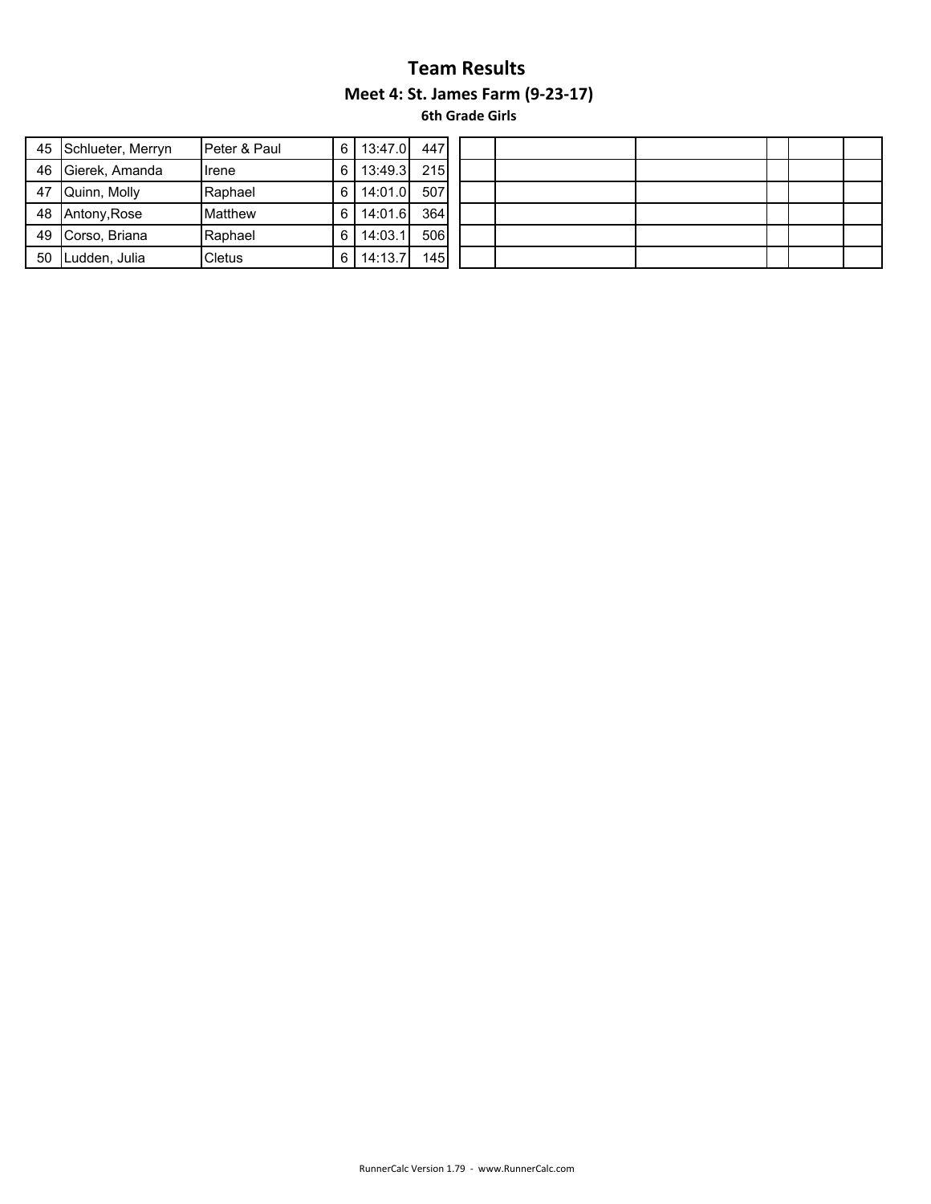# Team Results

### Meet 4: St. James Farm (9-23-17)

#### 6th Grade Girls

| | | | | | | | | | | | |
|---|---|---|---|---|---|---|---|---|---|---|---|
| 45 | Schlueter, Merryn | Peter & Paul | 6 | 13:47.0 | 447 | | | | | | |
| 46 | Gierek, Amanda | Irene | 6 | 13:49.3 | 215 | | | | | | |
| 47 | Quinn, Molly | Raphael | 6 | 14:01.0 | 507 | | | | | | |
| 48 | Antony,Rose | Matthew | 6 | 14:01.6 | 364 | | | | | | |
| 49 | Corso, Briana | Raphael | 6 | 14:03.1 | 506 | | | | | | |
| 50 | Ludden, Julia | Cletus | 6 | 14:13.7 | 145 | | | | | | |

RunnerCalc Version 1.79 - www.RunnerCalc.com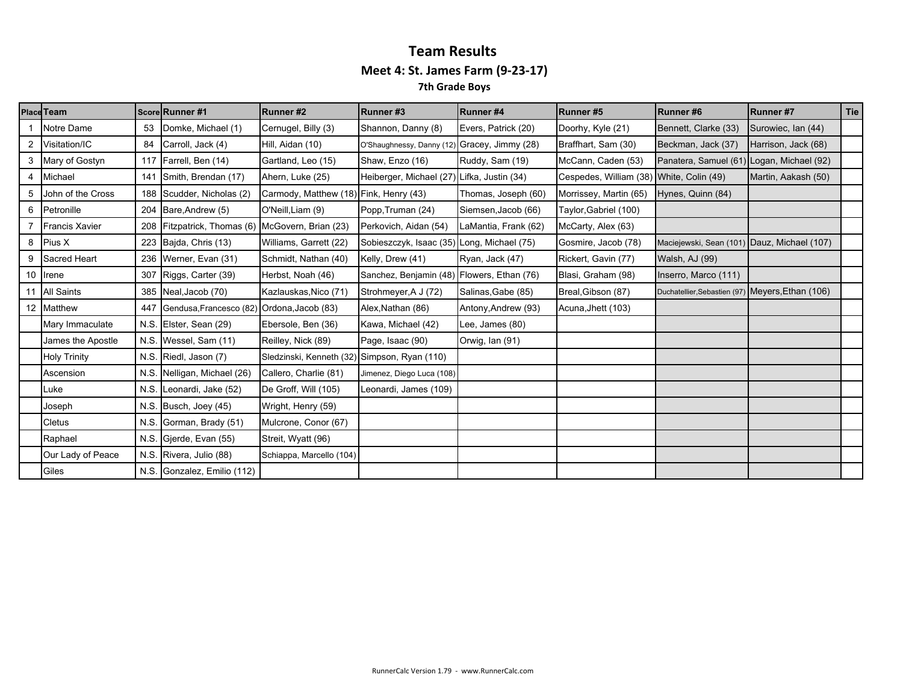# Team Results

## Meet 4: St. James Farm (9-23-17)

### 7th Grade Boys

| Place | Team | Score | Runner #1 | Runner #2 | Runner #3 | Runner #4 | Runner #5 | Runner #6 | Runner #7 | Tie |
|---|---|---|---|---|---|---|---|---|---|---|
| 1 | Notre Dame | 53 | Domke, Michael (1) | Cernugel, Billy (3) | Shannon, Danny (8) | Evers, Patrick (20) | Doorhy, Kyle (21) | Bennett, Clarke (33) | Surowiec, Ian (44) | |
| 2 | Visitation/IC | 84 | Carroll, Jack (4) | Hill, Aidan (10) | O'Shaughnessy, Danny (12) | Gracey, Jimmy (28) | Braffhart, Sam (30) | Beckman, Jack (37) | Harrison, Jack (68) | |
| 3 | Mary of Gostyn | 117 | Farrell, Ben (14) | Gartland, Leo (15) | Shaw, Enzo (16) | Ruddy, Sam (19) | McCann, Caden (53) | Panatera, Samuel (61) | Logan, Michael (92) | |
| 4 | Michael | 141 | Smith, Brendan (17) | Ahern, Luke (25) | Heiberger, Michael (27) | Lifka, Justin (34) | Cespedes, William (38) | White, Colin (49) | Martin, Aakash (50) | |
| 5 | John of the Cross | 188 | Scudder, Nicholas (2) | Carmody, Matthew (18) | Fink, Henry (43) | Thomas, Joseph (60) | Morrissey, Martin (65) | Hynes, Quinn (84) | | |
| 6 | Petronille | 204 | Bare,Andrew (5) | O'Neill,Liam (9) | Popp,Truman (24) | Siemsen,Jacob (66) | Taylor,Gabriel (100) | | | |
| 7 | Francis Xavier | 208 | Fitzpatrick, Thomas (6) | McGovern, Brian (23) | Perkovich, Aidan (54) | LaMantia, Frank (62) | McCarty, Alex (63) | | | |
| 8 | Pius X | 223 | Bajda, Chris (13) | Williams, Garrett (22) | Sobieszczyk, Isaac (35) | Long, Michael (75) | Gosmire, Jacob (78) | Maciejewski, Sean (101) | Dauz, Michael (107) | |
| 9 | Sacred Heart | 236 | Werner, Evan (31) | Schmidt, Nathan (40) | Kelly, Drew (41) | Ryan, Jack (47) | Rickert, Gavin (77) | Walsh, AJ (99) | | |
| 10 | Irene | 307 | Riggs, Carter (39) | Herbst, Noah (46) | Sanchez, Benjamin (48) | Flowers, Ethan (76) | Blasi, Graham (98) | Inserro, Marco (111) | | |
| 11 | All Saints | 385 | Neal,Jacob (70) | Kazlauskas,Nico (71) | Strohmeyer,A J (72) | Salinas,Gabe (85) | Breal,Gibson (87) | Duchatellier,Sebastien (97) | Meyers,Ethan (106) | |
| 12 | Matthew | 447 | Gendusa,Francesco (82) | Ordona,Jacob (83) | Alex,Nathan (86) | Antony,Andrew (93) | Acuna,Jhett (103) | | | |
| | Mary Immaculate | N.S. | Elster, Sean (29) | Ebersole, Ben (36) | Kawa, Michael (42) | Lee, James (80) | | | | |
| | James the Apostle | N.S. | Wessel, Sam (11) | Reilley, Nick (89) | Page, Isaac (90) | Orwig, Ian (91) | | | | |
| | Holy Trinity | N.S. | Riedl, Jason (7) | Sledzinski, Kenneth (32) | Simpson, Ryan (110) | | | | | |
| | Ascension | N.S. | Nelligan, Michael (26) | Callero, Charlie (81) | Jimenez, Diego Luca (108) | | | | | |
| | Luke | N.S. | Leonardi, Jake (52) | De Groff, Will (105) | Leonardi, James (109) | | | | | |
| | Joseph | N.S. | Busch, Joey (45) | Wright, Henry (59) | | | | | | |
| | Cletus | N.S. | Gorman, Brady (51) | Mulcrone, Conor (67) | | | | | | |
| | Raphael | N.S. | Gjerde, Evan (55) | Streit, Wyatt (96) | | | | | | |
| | Our Lady of Peace | N.S. | Rivera, Julio (88) | Schiappa, Marcello (104) | | | | | | |
| | Giles | N.S. | Gonzalez, Emilio (112) | | | | | | | |

RunnerCalc Version 1.79 - www.RunnerCalc.com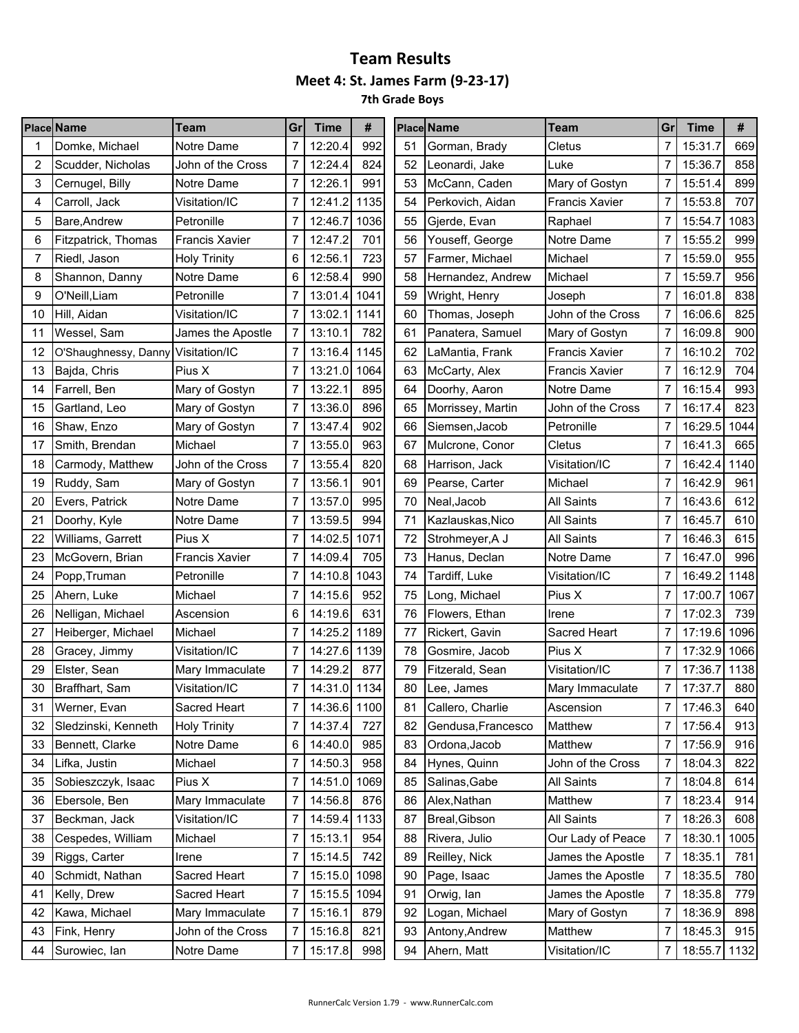# Team Results

## Meet 4: St. James Farm (9-23-17)

### 7th Grade Boys

| Place | Name | Team | Gr | Time | # |
|---|---|---|---|---|---|
| 1 | Domke, Michael | Notre Dame | 7 | 12:20.4 | 992 |
| 2 | Scudder, Nicholas | John of the Cross | 7 | 12:24.4 | 824 |
| 3 | Cernugel, Billy | Notre Dame | 7 | 12:26.1 | 991 |
| 4 | Carroll, Jack | Visitation/IC | 7 | 12:41.2 | 1135 |
| 5 | Bare,Andrew | Petronille | 7 | 12:46.7 | 1036 |
| 6 | Fitzpatrick, Thomas | Francis Xavier | 7 | 12:47.2 | 701 |
| 7 | Riedl, Jason | Holy Trinity | 6 | 12:56.1 | 723 |
| 8 | Shannon, Danny | Notre Dame | 6 | 12:58.4 | 990 |
| 9 | O'Neill,Liam | Petronille | 7 | 13:01.4 | 1041 |
| 10 | Hill, Aidan | Visitation/IC | 7 | 13:02.1 | 1141 |
| 11 | Wessel, Sam | James the Apostle | 7 | 13:10.1 | 782 |
| 12 | O'Shaughnessy, Danny | Visitation/IC | 7 | 13:16.4 | 1145 |
| 13 | Bajda, Chris | Pius X | 7 | 13:21.0 | 1064 |
| 14 | Farrell, Ben | Mary of Gostyn | 7 | 13:22.1 | 895 |
| 15 | Gartland, Leo | Mary of Gostyn | 7 | 13:36.0 | 896 |
| 16 | Shaw, Enzo | Mary of Gostyn | 7 | 13:47.4 | 902 |
| 17 | Smith, Brendan | Michael | 7 | 13:55.0 | 963 |
| 18 | Carmody, Matthew | John of the Cross | 7 | 13:55.4 | 820 |
| 19 | Ruddy, Sam | Mary of Gostyn | 7 | 13:56.1 | 901 |
| 20 | Evers, Patrick | Notre Dame | 7 | 13:57.0 | 995 |
| 21 | Doorhy, Kyle | Notre Dame | 7 | 13:59.5 | 994 |
| 22 | Williams, Garrett | Pius X | 7 | 14:02.5 | 1071 |
| 23 | McGovern, Brian | Francis Xavier | 7 | 14:09.4 | 705 |
| 24 | Popp,Truman | Petronille | 7 | 14:10.8 | 1043 |
| 25 | Ahern, Luke | Michael | 7 | 14:15.6 | 952 |
| 26 | Nelligan, Michael | Ascension | 6 | 14:19.6 | 631 |
| 27 | Heiberger, Michael | Michael | 7 | 14:25.2 | 1189 |
| 28 | Gracey, Jimmy | Visitation/IC | 7 | 14:27.6 | 1139 |
| 29 | Elster, Sean | Mary Immaculate | 7 | 14:29.2 | 877 |
| 30 | Braffhart, Sam | Visitation/IC | 7 | 14:31.0 | 1134 |
| 31 | Werner, Evan | Sacred Heart | 7 | 14:36.6 | 1100 |
| 32 | Sledzinski, Kenneth | Holy Trinity | 7 | 14:37.4 | 727 |
| 33 | Bennett, Clarke | Notre Dame | 6 | 14:40.0 | 985 |
| 34 | Lifka, Justin | Michael | 7 | 14:50.3 | 958 |
| 35 | Sobieszczyk, Isaac | Pius X | 7 | 14:51.0 | 1069 |
| 36 | Ebersole, Ben | Mary Immaculate | 7 | 14:56.8 | 876 |
| 37 | Beckman, Jack | Visitation/IC | 7 | 14:59.4 | 1133 |
| 38 | Cespedes, William | Michael | 7 | 15:13.1 | 954 |
| 39 | Riggs, Carter | Irene | 7 | 15:14.5 | 742 |
| 40 | Schmidt, Nathan | Sacred Heart | 7 | 15:15.0 | 1098 |
| 41 | Kelly, Drew | Sacred Heart | 7 | 15:15.5 | 1094 |
| 42 | Kawa, Michael | Mary Immaculate | 7 | 15:16.1 | 879 |
| 43 | Fink, Henry | John of the Cross | 7 | 15:16.8 | 821 |
| 44 | Surowiec, Ian | Notre Dame | 7 | 15:17.8 | 998 |
| 51 | Gorman, Brady | Cletus | 7 | 15:31.7 | 669 |
| 52 | Leonardi, Jake | Luke | 7 | 15:36.7 | 858 |
| 53 | McCann, Caden | Mary of Gostyn | 7 | 15:51.4 | 899 |
| 54 | Perkovich, Aidan | Francis Xavier | 7 | 15:53.8 | 707 |
| 55 | Gjerde, Evan | Raphael | 7 | 15:54.7 | 1083 |
| 56 | Youseff, George | Notre Dame | 7 | 15:55.2 | 999 |
| 57 | Farmer, Michael | Michael | 7 | 15:59.0 | 955 |
| 58 | Hernandez, Andrew | Michael | 7 | 15:59.7 | 956 |
| 59 | Wright, Henry | Joseph | 7 | 16:01.8 | 838 |
| 60 | Thomas, Joseph | John of the Cross | 7 | 16:06.6 | 825 |
| 61 | Panatera, Samuel | Mary of Gostyn | 7 | 16:09.8 | 900 |
| 62 | LaMantia, Frank | Francis Xavier | 7 | 16:10.2 | 702 |
| 63 | McCarty, Alex | Francis Xavier | 7 | 16:12.9 | 704 |
| 64 | Doorhy, Aaron | Notre Dame | 7 | 16:15.4 | 993 |
| 65 | Morrissey, Martin | John of the Cross | 7 | 16:17.4 | 823 |
| 66 | Siemsen,Jacob | Petronille | 7 | 16:29.5 | 1044 |
| 67 | Mulcrone, Conor | Cletus | 7 | 16:41.3 | 665 |
| 68 | Harrison, Jack | Visitation/IC | 7 | 16:42.4 | 1140 |
| 69 | Pearse, Carter | Michael | 7 | 16:42.9 | 961 |
| 70 | Neal,Jacob | All Saints | 7 | 16:43.6 | 612 |
| 71 | Kazlauskas,Nico | All Saints | 7 | 16:45.7 | 610 |
| 72 | Strohmeyer,A J | All Saints | 7 | 16:46.3 | 615 |
| 73 | Hanus, Declan | Notre Dame | 7 | 16:47.0 | 996 |
| 74 | Tardiff, Luke | Visitation/IC | 7 | 16:49.2 | 1148 |
| 75 | Long, Michael | Pius X | 7 | 17:00.7 | 1067 |
| 76 | Flowers, Ethan | Irene | 7 | 17:02.3 | 739 |
| 77 | Rickert, Gavin | Sacred Heart | 7 | 17:19.6 | 1096 |
| 78 | Gosmire, Jacob | Pius X | 7 | 17:32.9 | 1066 |
| 79 | Fitzerald, Sean | Visitation/IC | 7 | 17:36.7 | 1138 |
| 80 | Lee, James | Mary Immaculate | 7 | 17:37.7 | 880 |
| 81 | Callero, Charlie | Ascension | 7 | 17:46.3 | 640 |
| 82 | Gendusa,Francesco | Matthew | 7 | 17:56.4 | 913 |
| 83 | Ordona,Jacob | Matthew | 7 | 17:56.9 | 916 |
| 84 | Hynes, Quinn | John of the Cross | 7 | 18:04.3 | 822 |
| 85 | Salinas,Gabe | All Saints | 7 | 18:04.8 | 614 |
| 86 | Alex,Nathan | Matthew | 7 | 18:23.4 | 914 |
| 87 | Breal,Gibson | All Saints | 7 | 18:26.3 | 608 |
| 88 | Rivera, Julio | Our Lady of Peace | 7 | 18:30.1 | 1005 |
| 89 | Reilley, Nick | James the Apostle | 7 | 18:35.1 | 781 |
| 90 | Page, Isaac | James the Apostle | 7 | 18:35.5 | 780 |
| 91 | Orwig, Ian | James the Apostle | 7 | 18:35.8 | 779 |
| 92 | Logan, Michael | Mary of Gostyn | 7 | 18:36.9 | 898 |
| 93 | Antony,Andrew | Matthew | 7 | 18:45.3 | 915 |
| 94 | Ahern, Matt | Visitation/IC | 7 | 18:55.7 | 1132 |

RunnerCalc Version 1.79 - www.RunnerCalc.com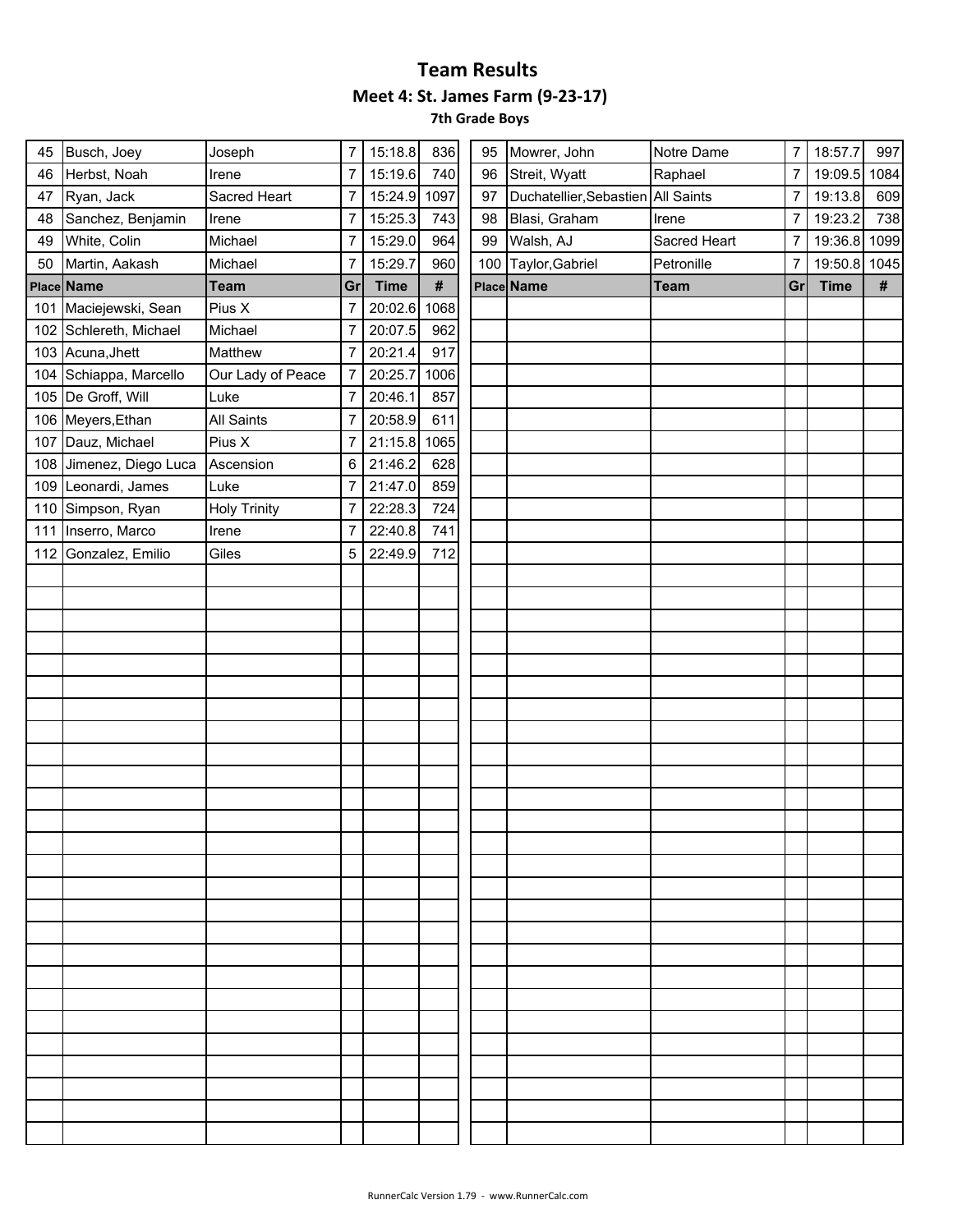# Team Results

## Meet 4: St. James Farm (9-23-17)

### 7th Grade Boys

| Place | Name | Team | Gr | Time | # |
|---|---|---|---|---|---|
| 45 | Busch, Joey | Joseph | 7 | 15:18.8 | 836 |
| 46 | Herbst, Noah | Irene | 7 | 15:19.6 | 740 |
| 47 | Ryan, Jack | Sacred Heart | 7 | 15:24.9 | 1097 |
| 48 | Sanchez, Benjamin | Irene | 7 | 15:25.3 | 743 |
| 49 | White, Colin | Michael | 7 | 15:29.0 | 964 |
| 50 | Martin, Aakash | Michael | 7 | 15:29.7 | 960 |
| 95 | Mowrer, John | Notre Dame | 7 | 18:57.7 | 997 |
| 96 | Streit, Wyatt | Raphael | 7 | 19:09.5 | 1084 |
| 97 | Duchatellier,Sebastien | All Saints | 7 | 19:13.8 | 609 |
| 98 | Blasi, Graham | Irene | 7 | 19:23.2 | 738 |
| 99 | Walsh, AJ | Sacred Heart | 7 | 19:36.8 | 1099 |
| 100 | Taylor,Gabriel | Petronille | 7 | 19:50.8 | 1045 |
| 101 | Maciejewski, Sean | Pius X | 7 | 20:02.6 | 1068 |
| 102 | Schlereth, Michael | Michael | 7 | 20:07.5 | 962 |
| 103 | Acuna,Jhett | Matthew | 7 | 20:21.4 | 917 |
| 104 | Schiappa, Marcello | Our Lady of Peace | 7 | 20:25.7 | 1006 |
| 105 | De Groff, Will | Luke | 7 | 20:46.1 | 857 |
| 106 | Meyers,Ethan | All Saints | 7 | 20:58.9 | 611 |
| 107 | Dauz, Michael | Pius X | 7 | 21:15.8 | 1065 |
| 108 | Jimenez, Diego Luca | Ascension | 6 | 21:46.2 | 628 |
| 109 | Leonardi, James | Luke | 7 | 21:47.0 | 859 |
| 110 | Simpson, Ryan | Holy Trinity | 7 | 22:28.3 | 724 |
| 111 | Inserro, Marco | Irene | 7 | 22:40.8 | 741 |
| 112 | Gonzalez, Emilio | Giles | 5 | 22:49.9 | 712 |

RunnerCalc Version 1.79 - www.RunnerCalc.com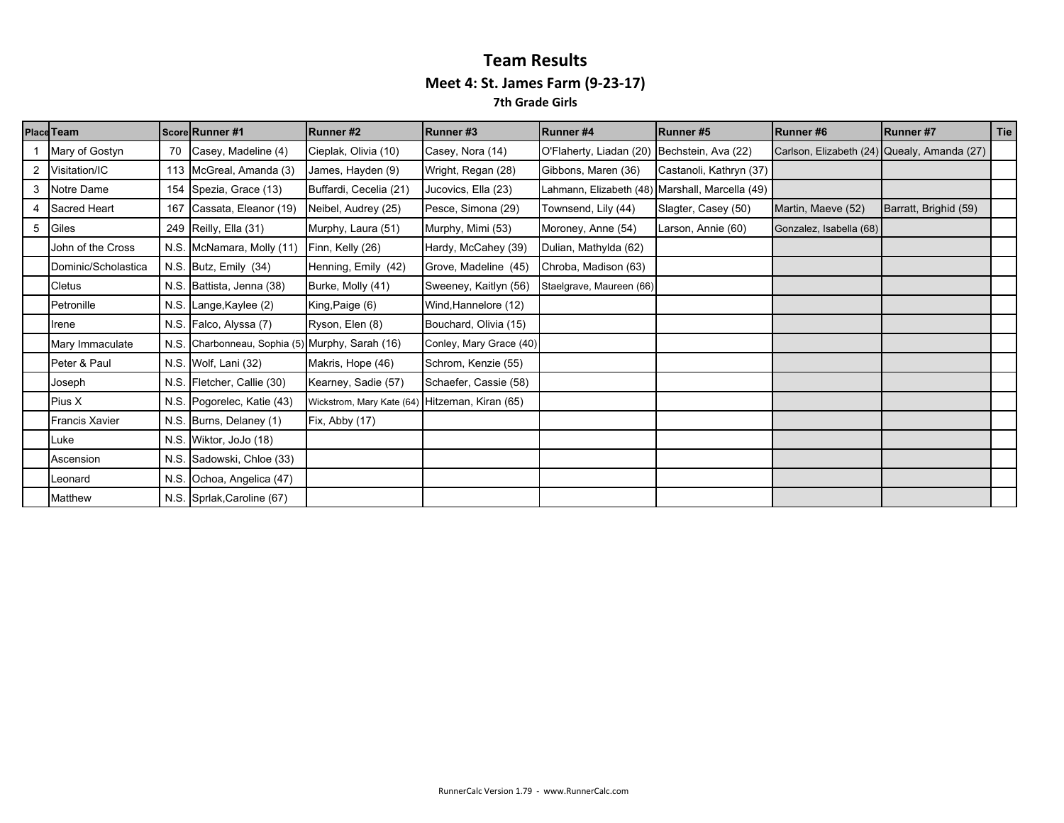# Team Results

## Meet 4: St. James Farm (9-23-17)

### 7th Grade Girls

| Place | Team | Score | Runner #1 | Runner #2 | Runner #3 | Runner #4 | Runner #5 | Runner #6 | Runner #7 | Tie |
|---|---|---|---|---|---|---|---|---|---|---|
| 1 | Mary of Gostyn | 70 | Casey, Madeline (4) | Cieplak, Olivia (10) | Casey, Nora (14) | O'Flaherty, Liadan (20) | Bechstein, Ava (22) | Carlson, Elizabeth (24) | Quealy, Amanda (27) | |
| 2 | Visitation/IC | 113 | McGreal, Amanda (3) | James, Hayden (9) | Wright, Regan (28) | Gibbons, Maren (36) | Castanoli, Kathryn (37) | | | |
| 3 | Notre Dame | 154 | Spezia, Grace (13) | Buffardi, Cecelia (21) | Jucovics, Ella (23) | Lahmann, Elizabeth (48) | Marshall, Marcella (49) | | | |
| 4 | Sacred Heart | 167 | Cassata, Eleanor (19) | Neibel, Audrey (25) | Pesce, Simona (29) | Townsend, Lily (44) | Slagter, Casey (50) | Martin, Maeve (52) | Barratt, Brighid (59) | |
| 5 | Giles | 249 | Reilly, Ella (31) | Murphy, Laura (51) | Murphy, Mimi (53) | Moroney, Anne (54) | Larson, Annie (60) | Gonzalez, Isabella (68) | | |
| | John of the Cross | N.S. | McNamara, Molly (11) | Finn, Kelly (26) | Hardy, McCahey (39) | Dulian, Mathylda (62) | | | | |
| | Dominic/Scholastica | N.S. | Butz, Emily (34) | Henning, Emily (42) | Grove, Madeline (45) | Chroba, Madison (63) | | | | |
| | Cletus | N.S. | Battista, Jenna (38) | Burke, Molly (41) | Sweeney, Kaitlyn (56) | Staelgrave, Maureen (66) | | | | |
| | Petronille | N.S. | Lange,Kaylee (2) | King,Paige (6) | Wind,Hannelore (12) | | | | | |
| | Irene | N.S. | Falco, Alyssa (7) | Ryson, Elen (8) | Bouchard, Olivia (15) | | | | | |
| | Mary Immaculate | N.S. | Charbonneau, Sophia (5) | Murphy, Sarah (16) | Conley, Mary Grace (40) | | | | | |
| | Peter & Paul | N.S. | Wolf, Lani (32) | Makris, Hope (46) | Schrom, Kenzie (55) | | | | | |
| | Joseph | N.S. | Fletcher, Callie (30) | Kearney, Sadie (57) | Schaefer, Cassie (58) | | | | | |
| | Pius X | N.S. | Pogorelec, Katie (43) | Wickstrom, Mary Kate (64) | Hitzeman, Kiran (65) | | | | | |
| | Francis Xavier | N.S. | Burns, Delaney (1) | Fix, Abby (17) | | | | | | |
| | Luke | N.S. | Wiktor, JoJo (18) | | | | | | | |
| | Ascension | N.S. | Sadowski, Chloe (33) | | | | | | | |
| | Leonard | N.S. | Ochoa, Angelica (47) | | | | | | | |
| | Matthew | N.S. | Sprlak,Caroline (67) | | | | | | | |

RunnerCalc Version 1.79 - www.RunnerCalc.com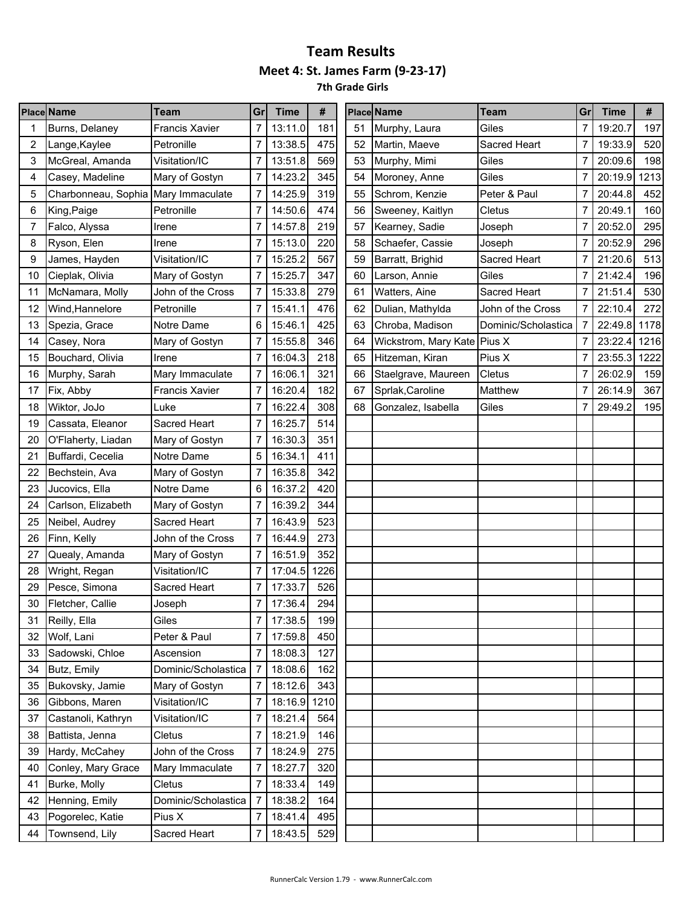# Team Results

## Meet 4: St. James Farm (9-23-17)

### 7th Grade Girls

| Place | Name | Team | Gr | Time | # |
|---|---|---|---|---|---|
| 1 | Burns, Delaney | Francis Xavier | 7 | 13:11.0 | 181 |
| 2 | Lange,Kaylee | Petronille | 7 | 13:38.5 | 475 |
| 3 | McGreal, Amanda | Visitation/IC | 7 | 13:51.8 | 569 |
| 4 | Casey, Madeline | Mary of Gostyn | 7 | 14:23.2 | 345 |
| 5 | Charbonneau, Sophia | Mary Immaculate | 7 | 14:25.9 | 319 |
| 6 | King,Paige | Petronille | 7 | 14:50.6 | 474 |
| 7 | Falco, Alyssa | Irene | 7 | 14:57.8 | 219 |
| 8 | Ryson, Elen | Irene | 7 | 15:13.0 | 220 |
| 9 | James, Hayden | Visitation/IC | 7 | 15:25.2 | 567 |
| 10 | Cieplak, Olivia | Mary of Gostyn | 7 | 15:25.7 | 347 |
| 11 | McNamara, Molly | John of the Cross | 7 | 15:33.8 | 279 |
| 12 | Wind,Hannelore | Petronille | 7 | 15:41.1 | 476 |
| 13 | Spezia, Grace | Notre Dame | 6 | 15:46.1 | 425 |
| 14 | Casey, Nora | Mary of Gostyn | 7 | 15:55.8 | 346 |
| 15 | Bouchard, Olivia | Irene | 7 | 16:04.3 | 218 |
| 16 | Murphy, Sarah | Mary Immaculate | 7 | 16:06.1 | 321 |
| 17 | Fix, Abby | Francis Xavier | 7 | 16:20.4 | 182 |
| 18 | Wiktor, JoJo | Luke | 7 | 16:22.4 | 308 |
| 19 | Cassata, Eleanor | Sacred Heart | 7 | 16:25.7 | 514 |
| 20 | O'Flaherty, Liadan | Mary of Gostyn | 7 | 16:30.3 | 351 |
| 21 | Buffardi, Cecelia | Notre Dame | 5 | 16:34.1 | 411 |
| 22 | Bechstein, Ava | Mary of Gostyn | 7 | 16:35.8 | 342 |
| 23 | Jucovics, Ella | Notre Dame | 6 | 16:37.2 | 420 |
| 24 | Carlson, Elizabeth | Mary of Gostyn | 7 | 16:39.2 | 344 |
| 25 | Neibel, Audrey | Sacred Heart | 7 | 16:43.9 | 523 |
| 26 | Finn, Kelly | John of the Cross | 7 | 16:44.9 | 273 |
| 27 | Quealy, Amanda | Mary of Gostyn | 7 | 16:51.9 | 352 |
| 28 | Wright, Regan | Visitation/IC | 7 | 17:04.5 | 1226 |
| 29 | Pesce, Simona | Sacred Heart | 7 | 17:33.7 | 526 |
| 30 | Fletcher, Callie | Joseph | 7 | 17:36.4 | 294 |
| 31 | Reilly, Ella | Giles | 7 | 17:38.5 | 199 |
| 32 | Wolf, Lani | Peter & Paul | 7 | 17:59.8 | 450 |
| 33 | Sadowski, Chloe | Ascension | 7 | 18:08.3 | 127 |
| 34 | Butz, Emily | Dominic/Scholastica | 7 | 18:08.6 | 162 |
| 35 | Bukovsky, Jamie | Mary of Gostyn | 7 | 18:12.6 | 343 |
| 36 | Gibbons, Maren | Visitation/IC | 7 | 18:16.9 | 1210 |
| 37 | Castanoli, Kathryn | Visitation/IC | 7 | 18:21.4 | 564 |
| 38 | Battista, Jenna | Cletus | 7 | 18:21.9 | 146 |
| 39 | Hardy, McCahey | John of the Cross | 7 | 18:24.9 | 275 |
| 40 | Conley, Mary Grace | Mary Immaculate | 7 | 18:27.7 | 320 |
| 41 | Burke, Molly | Cletus | 7 | 18:33.4 | 149 |
| 42 | Henning, Emily | Dominic/Scholastica | 7 | 18:38.2 | 164 |
| 43 | Pogorelec, Katie | Pius X | 7 | 18:41.4 | 495 |
| 44 | Townsend, Lily | Sacred Heart | 7 | 18:43.5 | 529 |
| 51 | Murphy, Laura | Giles | 7 | 19:20.7 | 197 |
| 52 | Martin, Maeve | Sacred Heart | 7 | 19:33.9 | 520 |
| 53 | Murphy, Mimi | Giles | 7 | 20:09.6 | 198 |
| 54 | Moroney, Anne | Giles | 7 | 20:19.9 | 1213 |
| 55 | Schrom, Kenzie | Peter & Paul | 7 | 20:44.8 | 452 |
| 56 | Sweeney, Kaitlyn | Cletus | 7 | 20:49.1 | 160 |
| 57 | Kearney, Sadie | Joseph | 7 | 20:52.0 | 295 |
| 58 | Schaefer, Cassie | Joseph | 7 | 20:52.9 | 296 |
| 59 | Barratt, Brighid | Sacred Heart | 7 | 21:20.6 | 513 |
| 60 | Larson, Annie | Giles | 7 | 21:42.4 | 196 |
| 61 | Watters, Aine | Sacred Heart | 7 | 21:51.4 | 530 |
| 62 | Dulian, Mathylda | John of the Cross | 7 | 22:10.4 | 272 |
| 63 | Chroba, Madison | Dominic/Scholastica | 7 | 22:49.8 | 1178 |
| 64 | Wickstrom, Mary Kate | Pius X | 7 | 23:22.4 | 1216 |
| 65 | Hitzeman, Kiran | Pius X | 7 | 23:55.3 | 1222 |
| 66 | Staelgrave, Maureen | Cletus | 7 | 26:02.9 | 159 |
| 67 | Sprlak,Caroline | Matthew | 7 | 26:14.9 | 367 |
| 68 | Gonzalez, Isabella | Giles | 7 | 29:49.2 | 195 |

RunnerCalc Version 1.79 - www.RunnerCalc.com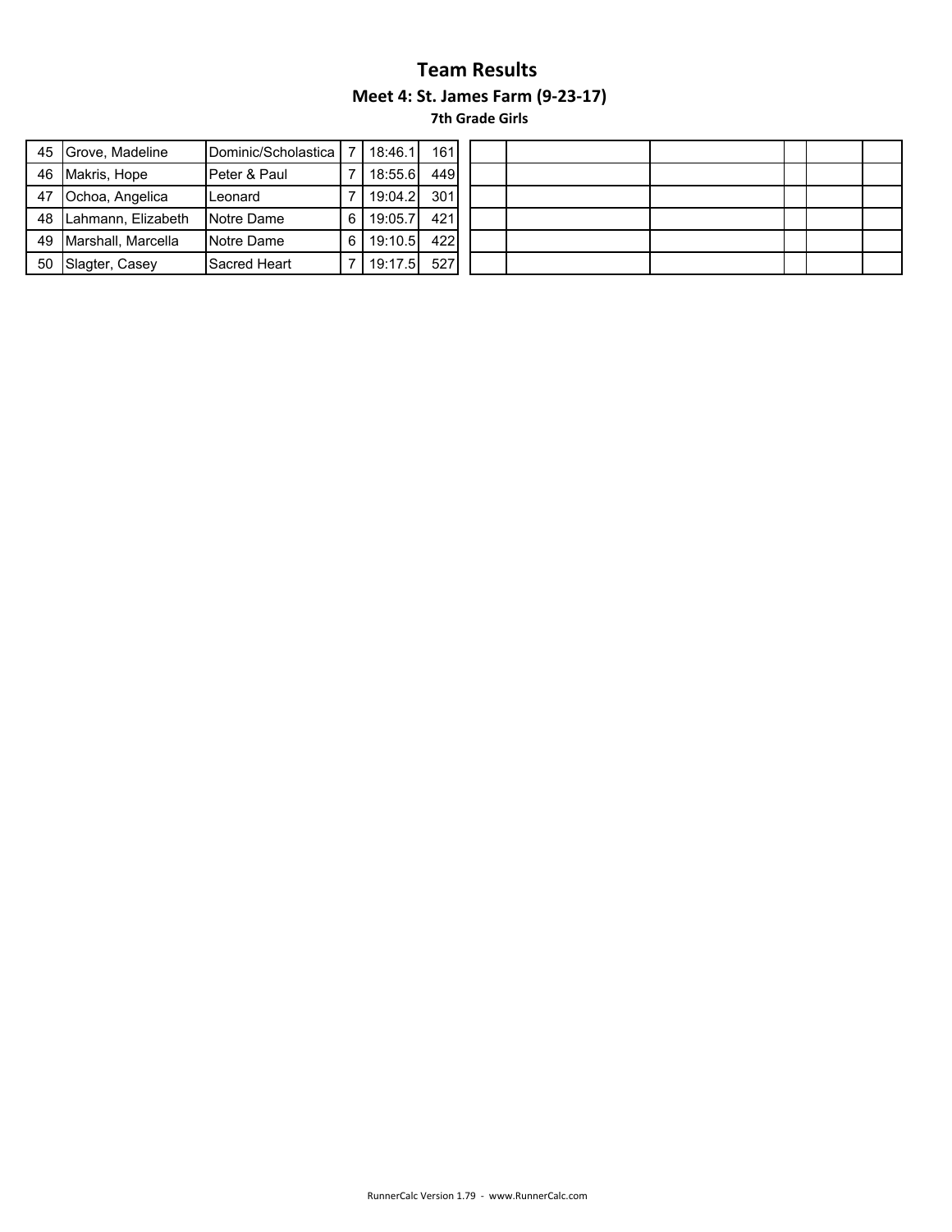# Team Results

## Meet 4: St. James Farm (9-23-17)

### 7th Grade Girls

| | | | | | | | | | | | |
|---|---|---|---|---|---|---|---|---|---|---|---|
| 45 | Grove, Madeline | Dominic/Scholastica | 7 | 18:46.1 | 161 | | | | | | |
| 46 | Makris, Hope | Peter & Paul | 7 | 18:55.6 | 449 | | | | | | |
| 47 | Ochoa, Angelica | Leonard | 7 | 19:04.2 | 301 | | | | | | |
| 48 | Lahmann, Elizabeth | Notre Dame | 6 | 19:05.7 | 421 | | | | | | |
| 49 | Marshall, Marcella | Notre Dame | 6 | 19:10.5 | 422 | | | | | | |
| 50 | Slagter, Casey | Sacred Heart | 7 | 19:17.5 | 527 | | | | | | |

RunnerCalc Version 1.79 - www.RunnerCalc.com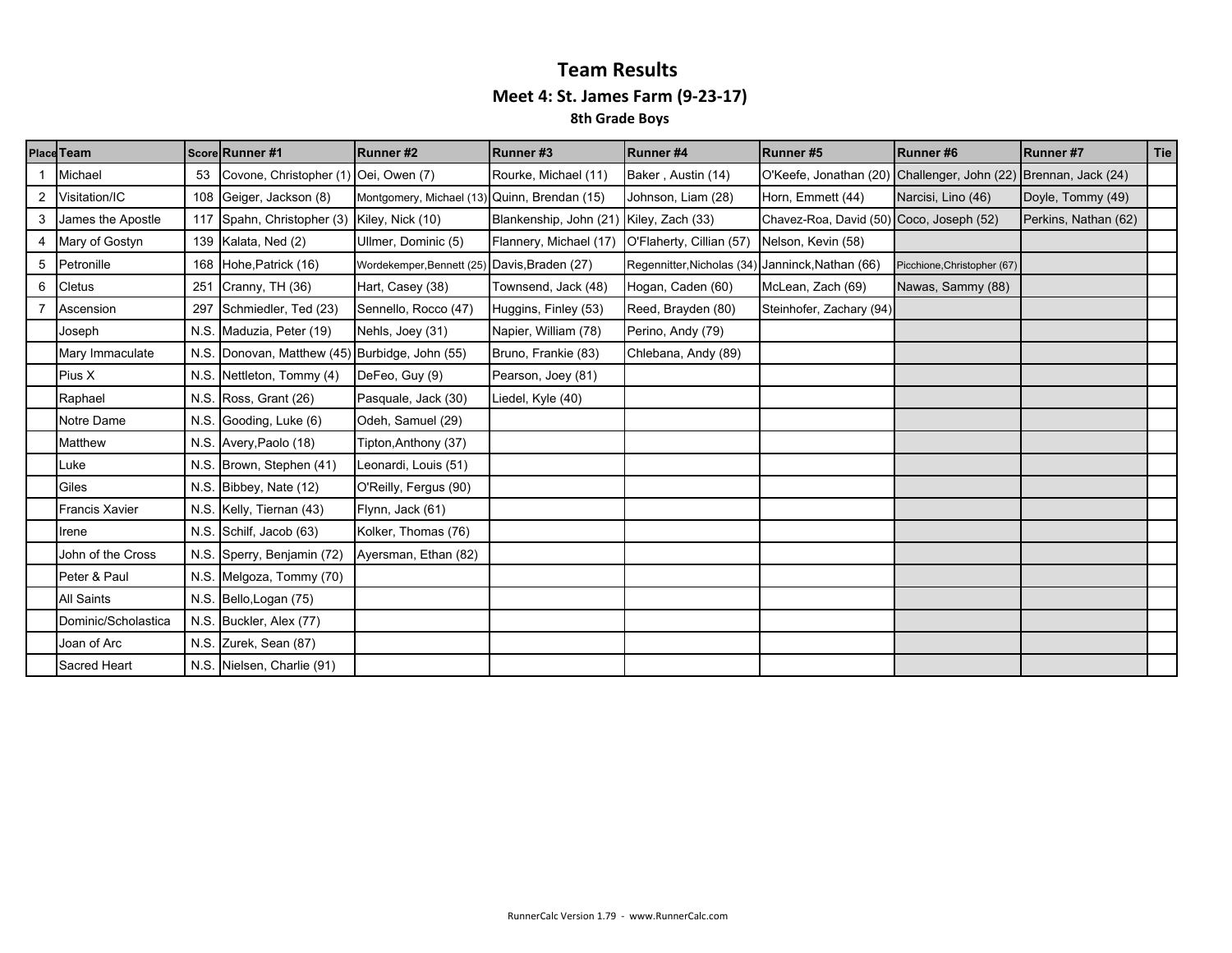# Team Results

## Meet 4: St. James Farm (9-23-17)

### 8th Grade Boys

| Place | Team | Score | Runner #1 | Runner #2 | Runner #3 | Runner #4 | Runner #5 | Runner #6 | Runner #7 | Tie |
|---|---|---|---|---|---|---|---|---|---|---|
| 1 | Michael | 53 | Covone, Christopher (1) | Oei, Owen (7) | Rourke, Michael (11) | Baker , Austin (14) | O'Keefe, Jonathan (20) | Challenger, John (22) | Brennan, Jack (24) | |
| 2 | Visitation/IC | 108 | Geiger, Jackson (8) | Montgomery, Michael (13) | Quinn, Brendan (15) | Johnson, Liam (28) | Horn, Emmett (44) | Narcisi, Lino (46) | Doyle, Tommy (49) | |
| 3 | James the Apostle | 117 | Spahn, Christopher (3) | Kiley, Nick (10) | Blankenship, John (21) | Kiley, Zach (33) | Chavez-Roa, David (50) | Coco, Joseph (52) | Perkins, Nathan (62) | |
| 4 | Mary of Gostyn | 139 | Kalata, Ned (2) | Ullmer, Dominic (5) | Flannery, Michael (17) | O'Flaherty, Cillian (57) | Nelson, Kevin (58) | | | |
| 5 | Petronille | 168 | Hohe,Patrick (16) | Wordekemper,Bennett (25) | Davis,Braden (27) | Regennitter,Nicholas (34) | Janninck,Nathan (66) | Picchione,Christopher (67) | | |
| 6 | Cletus | 251 | Cranny, TH (36) | Hart, Casey (38) | Townsend, Jack (48) | Hogan, Caden (60) | McLean, Zach (69) | Nawas, Sammy (88) | | |
| 7 | Ascension | 297 | Schmiedler, Ted (23) | Sennello, Rocco (47) | Huggins, Finley (53) | Reed, Brayden (80) | Steinhofer, Zachary (94) | | | |
| | Joseph | N.S. | Maduzia, Peter (19) | Nehls, Joey (31) | Napier, William (78) | Perino, Andy (79) | | | | |
| | Mary Immaculate | N.S. | Donovan, Matthew (45) | Burbidge, John (55) | Bruno, Frankie (83) | Chlebana, Andy (89) | | | | |
| | Pius X | N.S. | Nettleton, Tommy (4) | DeFeo, Guy (9) | Pearson, Joey (81) | | | | | |
| | Raphael | N.S. | Ross, Grant (26) | Pasquale, Jack (30) | Liedel, Kyle (40) | | | | | |
| | Notre Dame | N.S. | Gooding, Luke (6) | Odeh, Samuel (29) | | | | | | |
| | Matthew | N.S. | Avery,Paolo (18) | Tipton,Anthony (37) | | | | | | |
| | Luke | N.S. | Brown, Stephen (41) | Leonardi, Louis (51) | | | | | | |
| | Giles | N.S. | Bibbey, Nate (12) | O'Reilly, Fergus (90) | | | | | | |
| | Francis Xavier | N.S. | Kelly, Tiernan (43) | Flynn, Jack (61) | | | | | | |
| | Irene | N.S. | Schilf, Jacob (63) | Kolker, Thomas (76) | | | | | | |
| | John of the Cross | N.S. | Sperry, Benjamin (72) | Ayersman, Ethan (82) | | | | | | |
| | Peter & Paul | N.S. | Melgoza, Tommy (70) | | | | | | | |
| | All Saints | N.S. | Bello,Logan (75) | | | | | | | |
| | Dominic/Scholastica | N.S. | Buckler, Alex (77) | | | | | | | |
| | Joan of Arc | N.S. | Zurek, Sean (87) | | | | | | | |
| | Sacred Heart | N.S. | Nielsen, Charlie (91) | | | | | | | |

RunnerCalc Version 1.79 - www.RunnerCalc.com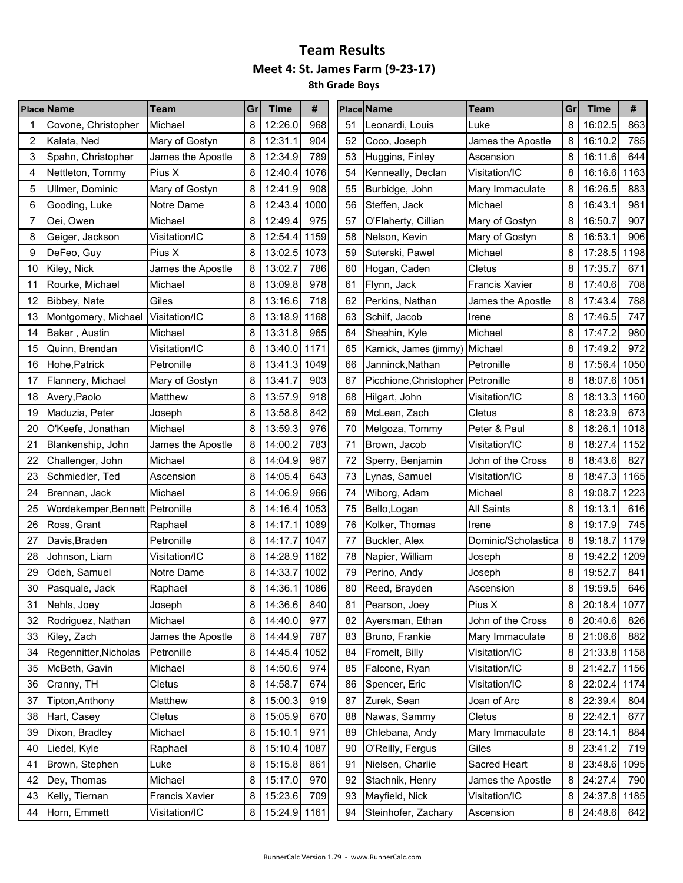# Team Results

## Meet 4: St. James Farm (9-23-17)

### 8th Grade Boys

| Place | Name | Team | Gr | Time | # |
|---|---|---|---|---|---|
| 1 | Covone, Christopher | Michael | 8 | 12:26.0 | 968 |
| 2 | Kalata, Ned | Mary of Gostyn | 8 | 12:31.1 | 904 |
| 3 | Spahn, Christopher | James the Apostle | 8 | 12:34.9 | 789 |
| 4 | Nettleton, Tommy | Pius X | 8 | 12:40.4 | 1076 |
| 5 | Ullmer, Dominic | Mary of Gostyn | 8 | 12:41.9 | 908 |
| 6 | Gooding, Luke | Notre Dame | 8 | 12:43.4 | 1000 |
| 7 | Oei, Owen | Michael | 8 | 12:49.4 | 975 |
| 8 | Geiger, Jackson | Visitation/IC | 8 | 12:54.4 | 1159 |
| 9 | DeFeo, Guy | Pius X | 8 | 13:02.5 | 1073 |
| 10 | Kiley, Nick | James the Apostle | 8 | 13:02.7 | 786 |
| 11 | Rourke, Michael | Michael | 8 | 13:09.8 | 978 |
| 12 | Bibbey, Nate | Giles | 8 | 13:16.6 | 718 |
| 13 | Montgomery, Michael | Visitation/IC | 8 | 13:18.9 | 1168 |
| 14 | Baker , Austin | Michael | 8 | 13:31.8 | 965 |
| 15 | Quinn, Brendan | Visitation/IC | 8 | 13:40.0 | 1171 |
| 16 | Hohe,Patrick | Petronille | 8 | 13:41.3 | 1049 |
| 17 | Flannery, Michael | Mary of Gostyn | 8 | 13:41.7 | 903 |
| 18 | Avery,Paolo | Matthew | 8 | 13:57.9 | 918 |
| 19 | Maduzia, Peter | Joseph | 8 | 13:58.8 | 842 |
| 20 | O'Keefe, Jonathan | Michael | 8 | 13:59.3 | 976 |
| 21 | Blankenship, John | James the Apostle | 8 | 14:00.2 | 783 |
| 22 | Challenger, John | Michael | 8 | 14:04.9 | 967 |
| 23 | Schmiedler, Ted | Ascension | 8 | 14:05.4 | 643 |
| 24 | Brennan, Jack | Michael | 8 | 14:06.9 | 966 |
| 25 | Wordekemper,Bennett | Petronille | 8 | 14:16.4 | 1053 |
| 26 | Ross, Grant | Raphael | 8 | 14:17.1 | 1089 |
| 27 | Davis,Braden | Petronille | 8 | 14:17.7 | 1047 |
| 28 | Johnson, Liam | Visitation/IC | 8 | 14:28.9 | 1162 |
| 29 | Odeh, Samuel | Notre Dame | 8 | 14:33.7 | 1002 |
| 30 | Pasquale, Jack | Raphael | 8 | 14:36.1 | 1086 |
| 31 | Nehls, Joey | Joseph | 8 | 14:36.6 | 840 |
| 32 | Rodriguez, Nathan | Michael | 8 | 14:40.0 | 977 |
| 33 | Kiley, Zach | James the Apostle | 8 | 14:44.9 | 787 |
| 34 | Regennitter,Nicholas | Petronille | 8 | 14:45.4 | 1052 |
| 35 | McBeth, Gavin | Michael | 8 | 14:50.6 | 974 |
| 36 | Cranny, TH | Cletus | 8 | 14:58.7 | 674 |
| 37 | Tipton,Anthony | Matthew | 8 | 15:00.3 | 919 |
| 38 | Hart, Casey | Cletus | 8 | 15:05.9 | 670 |
| 39 | Dixon, Bradley | Michael | 8 | 15:10.1 | 971 |
| 40 | Liedel, Kyle | Raphael | 8 | 15:10.4 | 1087 |
| 41 | Brown, Stephen | Luke | 8 | 15:15.8 | 861 |
| 42 | Dey, Thomas | Michael | 8 | 15:17.0 | 970 |
| 43 | Kelly, Tiernan | Francis Xavier | 8 | 15:23.6 | 709 |
| 44 | Horn, Emmett | Visitation/IC | 8 | 15:24.9 | 1161 |
| 51 | Leonardi, Louis | Luke | 8 | 16:02.5 | 863 |
| 52 | Coco, Joseph | James the Apostle | 8 | 16:10.2 | 785 |
| 53 | Huggins, Finley | Ascension | 8 | 16:11.6 | 644 |
| 54 | Kenneally, Declan | Visitation/IC | 8 | 16:16.6 | 1163 |
| 55 | Burbidge, John | Mary Immaculate | 8 | 16:26.5 | 883 |
| 56 | Steffen, Jack | Michael | 8 | 16:43.1 | 981 |
| 57 | O'Flaherty, Cillian | Mary of Gostyn | 8 | 16:50.7 | 907 |
| 58 | Nelson, Kevin | Mary of Gostyn | 8 | 16:53.1 | 906 |
| 59 | Suterski, Pawel | Michael | 8 | 17:28.5 | 1198 |
| 60 | Hogan, Caden | Cletus | 8 | 17:35.7 | 671 |
| 61 | Flynn, Jack | Francis Xavier | 8 | 17:40.6 | 708 |
| 62 | Perkins, Nathan | James the Apostle | 8 | 17:43.4 | 788 |
| 63 | Schilf, Jacob | Irene | 8 | 17:46.5 | 747 |
| 64 | Sheahin, Kyle | Michael | 8 | 17:47.2 | 980 |
| 65 | Karnick, James (jimmy) | Michael | 8 | 17:49.2 | 972 |
| 66 | Janninck,Nathan | Petronille | 8 | 17:56.4 | 1050 |
| 67 | Picchione,Christopher | Petronille | 8 | 18:07.6 | 1051 |
| 68 | Hilgart, John | Visitation/IC | 8 | 18:13.3 | 1160 |
| 69 | McLean, Zach | Cletus | 8 | 18:23.9 | 673 |
| 70 | Melgoza, Tommy | Peter & Paul | 8 | 18:26.1 | 1018 |
| 71 | Brown, Jacob | Visitation/IC | 8 | 18:27.4 | 1152 |
| 72 | Sperry, Benjamin | John of the Cross | 8 | 18:43.6 | 827 |
| 73 | Lynas, Samuel | Visitation/IC | 8 | 18:47.3 | 1165 |
| 74 | Wiborg, Adam | Michael | 8 | 19:08.7 | 1223 |
| 75 | Bello,Logan | All Saints | 8 | 19:13.1 | 616 |
| 76 | Kolker, Thomas | Irene | 8 | 19:17.9 | 745 |
| 77 | Buckler, Alex | Dominic/Scholastica | 8 | 19:18.7 | 1179 |
| 78 | Napier, William | Joseph | 8 | 19:42.2 | 1209 |
| 79 | Perino, Andy | Joseph | 8 | 19:52.7 | 841 |
| 80 | Reed, Brayden | Ascension | 8 | 19:59.5 | 646 |
| 81 | Pearson, Joey | Pius X | 8 | 20:18.4 | 1077 |
| 82 | Ayersman, Ethan | John of the Cross | 8 | 20:40.6 | 826 |
| 83 | Bruno, Frankie | Mary Immaculate | 8 | 21:06.6 | 882 |
| 84 | Fromelt, Billy | Visitation/IC | 8 | 21:33.8 | 1158 |
| 85 | Falcone, Ryan | Visitation/IC | 8 | 21:42.7 | 1156 |
| 86 | Spencer, Eric | Visitation/IC | 8 | 22:02.4 | 1174 |
| 87 | Zurek, Sean | Joan of Arc | 8 | 22:39.4 | 804 |
| 88 | Nawas, Sammy | Cletus | 8 | 22:42.1 | 677 |
| 89 | Chlebana, Andy | Mary Immaculate | 8 | 23:14.1 | 884 |
| 90 | O'Reilly, Fergus | Giles | 8 | 23:41.2 | 719 |
| 91 | Nielsen, Charlie | Sacred Heart | 8 | 23:48.6 | 1095 |
| 92 | Stachnik, Henry | James the Apostle | 8 | 24:27.4 | 790 |
| 93 | Mayfield, Nick | Visitation/IC | 8 | 24:37.8 | 1185 |
| 94 | Steinhofer, Zachary | Ascension | 8 | 24:48.6 | 642 |

RunnerCalc Version 1.79 - www.RunnerCalc.com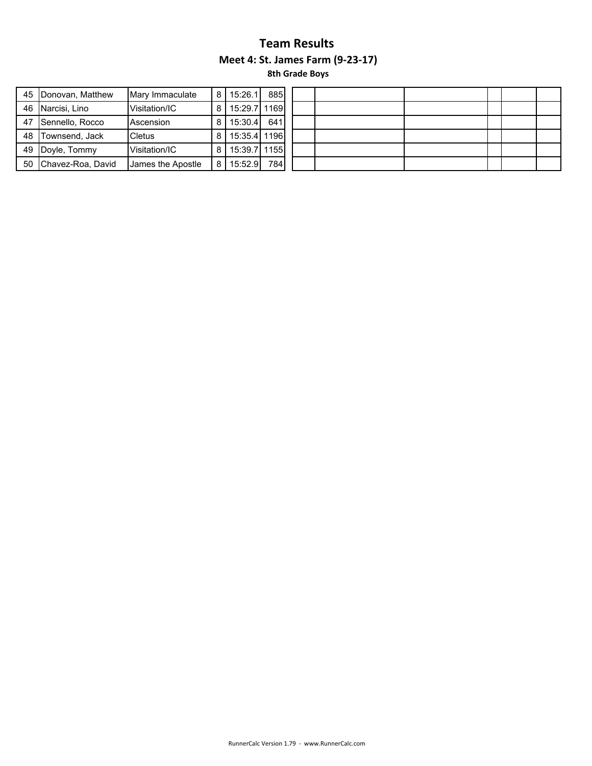# Team Results

## Meet 4: St. James Farm (9-23-17)

### 8th Grade Boys

| | | | | | |
|---|---|---|---|---|---|
| 45 | Donovan, Matthew | Mary Immaculate | 8 | 15:26.1 | 885 |
| 46 | Narcisi, Lino | Visitation/IC | 8 | 15:29.7 | 1169 |
| 47 | Sennello, Rocco | Ascension | 8 | 15:30.4 | 641 |
| 48 | Townsend, Jack | Cletus | 8 | 15:35.4 | 1196 |
| 49 | Doyle, Tommy | Visitation/IC | 8 | 15:39.7 | 1155 |
| 50 | Chavez-Roa, David | James the Apostle | 8 | 15:52.9 | 784 |

RunnerCalc Version 1.79 - www.RunnerCalc.com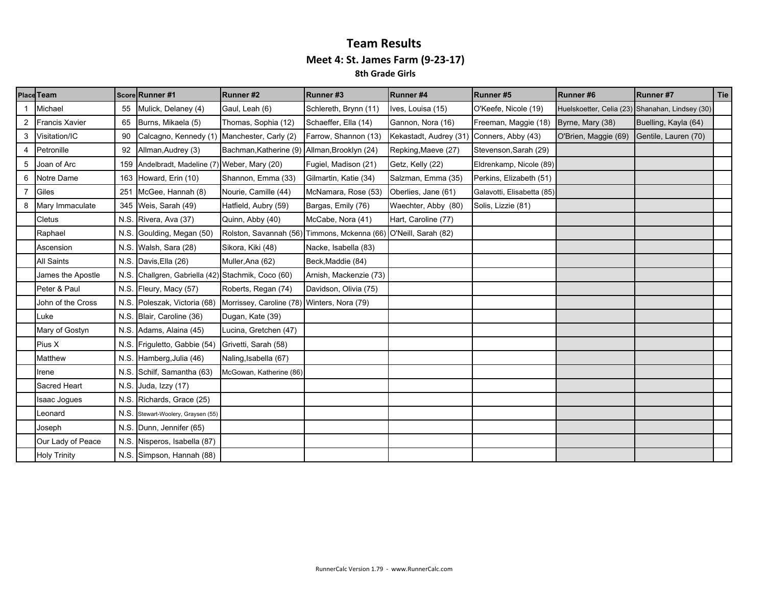# Team Results

## Meet 4: St. James Farm (9-23-17)

### 8th Grade Girls

| Place | Team | Score | Runner #1 | Runner #2 | Runner #3 | Runner #4 | Runner #5 | Runner #6 | Runner #7 | Tie |
|---|---|---|---|---|---|---|---|---|---|---|
| 1 | Michael | 55 | Mulick, Delaney (4) | Gaul, Leah (6) | Schlereth, Brynn (11) | Ives, Louisa (15) | O'Keefe, Nicole (19) | Huelskoetter, Celia (23) | Shanahan, Lindsey (30) | |
| 2 | Francis Xavier | 65 | Burns, Mikaela (5) | Thomas, Sophia (12) | Schaeffer, Ella (14) | Gannon, Nora (16) | Freeman, Maggie (18) | Byrne, Mary (38) | Buelling, Kayla (64) | |
| 3 | Visitation/IC | 90 | Calcagno, Kennedy (1) | Manchester, Carly (2) | Farrow, Shannon (13) | Kekastadt, Audrey (31) | Conners, Abby (43) | O'Brien, Maggie (69) | Gentile, Lauren (70) | |
| 4 | Petronille | 92 | Allman,Audrey (3) | Bachman,Katherine (9) | Allman,Brooklyn (24) | Repking,Maeve (27) | Stevenson,Sarah (29) | | | |
| 5 | Joan of Arc | 159 | Andelbradt, Madeline (7) | Weber, Mary (20) | Fugiel, Madison (21) | Getz, Kelly (22) | Eldrenkamp, Nicole (89) | | | |
| 6 | Notre Dame | 163 | Howard, Erin (10) | Shannon, Emma (33) | Gilmartin, Katie (34) | Salzman, Emma (35) | Perkins, Elizabeth (51) | | | |
| 7 | Giles | 251 | McGee, Hannah (8) | Nourie, Camille (44) | McNamara, Rose (53) | Oberlies, Jane (61) | Galavotti, Elisabetta (85) | | | |
| 8 | Mary Immaculate | 345 | Weis, Sarah (49) | Hatfield, Aubry (59) | Bargas, Emily (76) | Waechter, Abby (80) | Solis, Lizzie (81) | | | |
| | Cletus | N.S. | Rivera, Ava (37) | Quinn, Abby (40) | McCabe, Nora (41) | Hart, Caroline (77) | | | | |
| | Raphael | N.S. | Goulding, Megan (50) | Rolston, Savannah (56) | Timmons, Mckenna (66) | O'Neill, Sarah (82) | | | | |
| | Ascension | N.S. | Walsh, Sara (28) | Sikora, Kiki (48) | Nacke, Isabella (83) | | | | | |
| | All Saints | N.S. | Davis,Ella (26) | Muller,Ana (62) | Beck,Maddie (84) | | | | | |
| | James the Apostle | N.S. | Challgren, Gabriella (42) | Stachmik, Coco (60) | Arnish, Mackenzie (73) | | | | | |
| | Peter & Paul | N.S. | Fleury, Macy (57) | Roberts, Regan (74) | Davidson, Olivia (75) | | | | | |
| | John of the Cross | N.S. | Poleszak, Victoria (68) | Morrissey, Caroline (78) | Winters, Nora (79) | | | | | |
| | Luke | N.S. | Blair, Caroline (36) | Dugan, Kate (39) | | | | | | |
| | Mary of Gostyn | N.S. | Adams, Alaina (45) | Lucina, Gretchen (47) | | | | | | |
| | Pius X | N.S. | Friguletto, Gabbie (54) | Grivetti, Sarah (58) | | | | | | |
| | Matthew | N.S. | Hamberg,Julia (46) | Naling,Isabella (67) | | | | | | |
| | Irene | N.S. | Schilf, Samantha (63) | McGowan, Katherine (86) | | | | | | |
| | Sacred Heart | N.S. | Juda, Izzy (17) | | | | | | | |
| | Isaac Jogues | N.S. | Richards, Grace (25) | | | | | | | |
| | Leonard | N.S. | Stewart-Woolery, Graysen (55) | | | | | | | |
| | Joseph | N.S. | Dunn, Jennifer (65) | | | | | | | |
| | Our Lady of Peace | N.S. | Nisperos, Isabella (87) | | | | | | | |
| | Holy Trinity | N.S. | Simpson, Hannah (88) | | | | | | | |

RunnerCalc Version 1.79 - www.RunnerCalc.com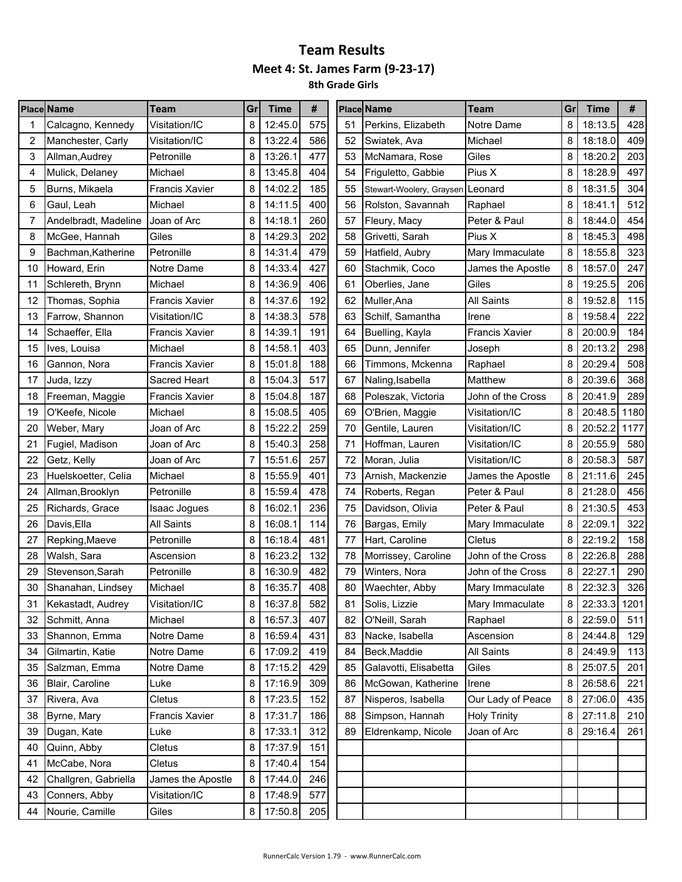# Team Results

## Meet 4: St. James Farm (9-23-17)

### 8th Grade Girls

| Place | Name | Team | Gr | Time | # |
|---|---|---|---|---|---|
| 1 | Calcagno, Kennedy | Visitation/IC | 8 | 12:45.0 | 575 |
| 2 | Manchester, Carly | Visitation/IC | 8 | 13:22.4 | 586 |
| 3 | Allman,Audrey | Petronille | 8 | 13:26.1 | 477 |
| 4 | Mulick, Delaney | Michael | 8 | 13:45.8 | 404 |
| 5 | Burns, Mikaela | Francis Xavier | 8 | 14:02.2 | 185 |
| 6 | Gaul, Leah | Michael | 8 | 14:11.5 | 400 |
| 7 | Andelbradt, Madeline | Joan of Arc | 8 | 14:18.1 | 260 |
| 8 | McGee, Hannah | Giles | 8 | 14:29.3 | 202 |
| 9 | Bachman,Katherine | Petronille | 8 | 14:31.4 | 479 |
| 10 | Howard, Erin | Notre Dame | 8 | 14:33.4 | 427 |
| 11 | Schlereth, Brynn | Michael | 8 | 14:36.9 | 406 |
| 12 | Thomas, Sophia | Francis Xavier | 8 | 14:37.6 | 192 |
| 13 | Farrow, Shannon | Visitation/IC | 8 | 14:38.3 | 578 |
| 14 | Schaeffer, Ella | Francis Xavier | 8 | 14:39.1 | 191 |
| 15 | Ives, Louisa | Michael | 8 | 14:58.1 | 403 |
| 16 | Gannon, Nora | Francis Xavier | 8 | 15:01.8 | 188 |
| 17 | Juda, Izzy | Sacred Heart | 8 | 15:04.3 | 517 |
| 18 | Freeman, Maggie | Francis Xavier | 8 | 15:04.8 | 187 |
| 19 | O'Keefe, Nicole | Michael | 8 | 15:08.5 | 405 |
| 20 | Weber, Mary | Joan of Arc | 8 | 15:22.2 | 259 |
| 21 | Fugiel, Madison | Joan of Arc | 8 | 15:40.3 | 258 |
| 22 | Getz, Kelly | Joan of Arc | 7 | 15:51.6 | 257 |
| 23 | Huelskoetter, Celia | Michael | 8 | 15:55.9 | 401 |
| 24 | Allman,Brooklyn | Petronille | 8 | 15:59.4 | 478 |
| 25 | Richards, Grace | Isaac Jogues | 8 | 16:02.1 | 236 |
| 26 | Davis,Ella | All Saints | 8 | 16:08.1 | 114 |
| 27 | Repking,Maeve | Petronille | 8 | 16:18.4 | 481 |
| 28 | Walsh, Sara | Ascension | 8 | 16:23.2 | 132 |
| 29 | Stevenson,Sarah | Petronille | 8 | 16:30.9 | 482 |
| 30 | Shanahan, Lindsey | Michael | 8 | 16:35.7 | 408 |
| 31 | Kekastadt, Audrey | Visitation/IC | 8 | 16:37.8 | 582 |
| 32 | Schmitt, Anna | Michael | 8 | 16:57.3 | 407 |
| 33 | Shannon, Emma | Notre Dame | 8 | 16:59.4 | 431 |
| 34 | Gilmartin, Katie | Notre Dame | 6 | 17:09.2 | 419 |
| 35 | Salzman, Emma | Notre Dame | 8 | 17:15.2 | 429 |
| 36 | Blair, Caroline | Luke | 8 | 17:16.9 | 309 |
| 37 | Rivera, Ava | Cletus | 8 | 17:23.5 | 152 |
| 38 | Byrne, Mary | Francis Xavier | 8 | 17:31.7 | 186 |
| 39 | Dugan, Kate | Luke | 8 | 17:33.1 | 312 |
| 40 | Quinn, Abby | Cletus | 8 | 17:37.9 | 151 |
| 41 | McCabe, Nora | Cletus | 8 | 17:40.4 | 154 |
| 42 | Challgren, Gabriella | James the Apostle | 8 | 17:44.0 | 246 |
| 43 | Conners, Abby | Visitation/IC | 8 | 17:48.9 | 577 |
| 44 | Nourie, Camille | Giles | 8 | 17:50.8 | 205 |
| 51 | Perkins, Elizabeth | Notre Dame | 8 | 18:13.5 | 428 |
| 52 | Swiatek, Ava | Michael | 8 | 18:18.0 | 409 |
| 53 | McNamara, Rose | Giles | 8 | 18:20.2 | 203 |
| 54 | Friguletto, Gabbie | Pius X | 8 | 18:28.9 | 497 |
| 55 | Stewart-Woolery, Graysen | Leonard | 8 | 18:31.5 | 304 |
| 56 | Rolston, Savannah | Raphael | 8 | 18:41.1 | 512 |
| 57 | Fleury, Macy | Peter & Paul | 8 | 18:44.0 | 454 |
| 58 | Grivetti, Sarah | Pius X | 8 | 18:45.3 | 498 |
| 59 | Hatfield, Aubry | Mary Immaculate | 8 | 18:55.8 | 323 |
| 60 | Stachmik, Coco | James the Apostle | 8 | 18:57.0 | 247 |
| 61 | Oberlies, Jane | Giles | 8 | 19:25.5 | 206 |
| 62 | Muller,Ana | All Saints | 8 | 19:52.8 | 115 |
| 63 | Schilf, Samantha | Irene | 8 | 19:58.4 | 222 |
| 64 | Buelling, Kayla | Francis Xavier | 8 | 20:00.9 | 184 |
| 65 | Dunn, Jennifer | Joseph | 8 | 20:13.2 | 298 |
| 66 | Timmons, Mckenna | Raphael | 8 | 20:29.4 | 508 |
| 67 | Naling,Isabella | Matthew | 8 | 20:39.6 | 368 |
| 68 | Poleszak, Victoria | John of the Cross | 8 | 20:41.9 | 289 |
| 69 | O'Brien, Maggie | Visitation/IC | 8 | 20:48.5 | 1180 |
| 70 | Gentile, Lauren | Visitation/IC | 8 | 20:52.2 | 1177 |
| 71 | Hoffman, Lauren | Visitation/IC | 8 | 20:55.9 | 580 |
| 72 | Moran, Julia | Visitation/IC | 8 | 20:58.3 | 587 |
| 73 | Arnish, Mackenzie | James the Apostle | 8 | 21:11.6 | 245 |
| 74 | Roberts, Regan | Peter & Paul | 8 | 21:28.0 | 456 |
| 75 | Davidson, Olivia | Peter & Paul | 8 | 21:30.5 | 453 |
| 76 | Bargas, Emily | Mary Immaculate | 8 | 22:09.1 | 322 |
| 77 | Hart, Caroline | Cletus | 8 | 22:19.2 | 158 |
| 78 | Morrissey, Caroline | John of the Cross | 8 | 22:26.8 | 288 |
| 79 | Winters, Nora | John of the Cross | 8 | 22:27.1 | 290 |
| 80 | Waechter, Abby | Mary Immaculate | 8 | 22:32.3 | 326 |
| 81 | Solis, Lizzie | Mary Immaculate | 8 | 22:33.3 | 1201 |
| 82 | O'Neill, Sarah | Raphael | 8 | 22:59.0 | 511 |
| 83 | Nacke, Isabella | Ascension | 8 | 24:44.8 | 129 |
| 84 | Beck,Maddie | All Saints | 8 | 24:49.9 | 113 |
| 85 | Galavotti, Elisabetta | Giles | 8 | 25:07.5 | 201 |
| 86 | McGowan, Katherine | Irene | 8 | 26:58.6 | 221 |
| 87 | Nisperos, Isabella | Our Lady of Peace | 8 | 27:06.0 | 435 |
| 88 | Simpson, Hannah | Holy Trinity | 8 | 27:11.8 | 210 |
| 89 | Eldrenkamp, Nicole | Joan of Arc | 8 | 29:16.4 | 261 |

RunnerCalc Version 1.79 - www.RunnerCalc.com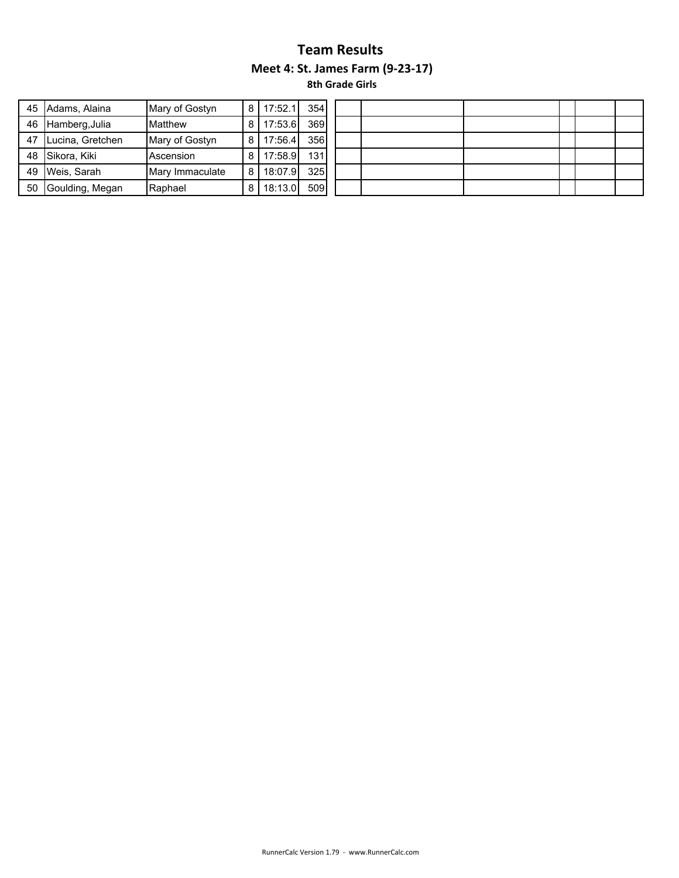# Team Results

### Meet 4: St. James Farm (9-23-17)

#### 8th Grade Girls

| | | | | | |
|---|---|---|---|---|---|
| 45 | Adams, Alaina | Mary of Gostyn | 8 | 17:52.1 | 354 |
| 46 | Hamberg,Julia | Matthew | 8 | 17:53.6 | 369 |
| 47 | Lucina, Gretchen | Mary of Gostyn | 8 | 17:56.4 | 356 |
| 48 | Sikora, Kiki | Ascension | 8 | 17:58.9 | 131 |
| 49 | Weis, Sarah | Mary Immaculate | 8 | 18:07.9 | 325 |
| 50 | Goulding, Megan | Raphael | 8 | 18:13.0 | 509 |

RunnerCalc Version 1.79 - www.RunnerCalc.com